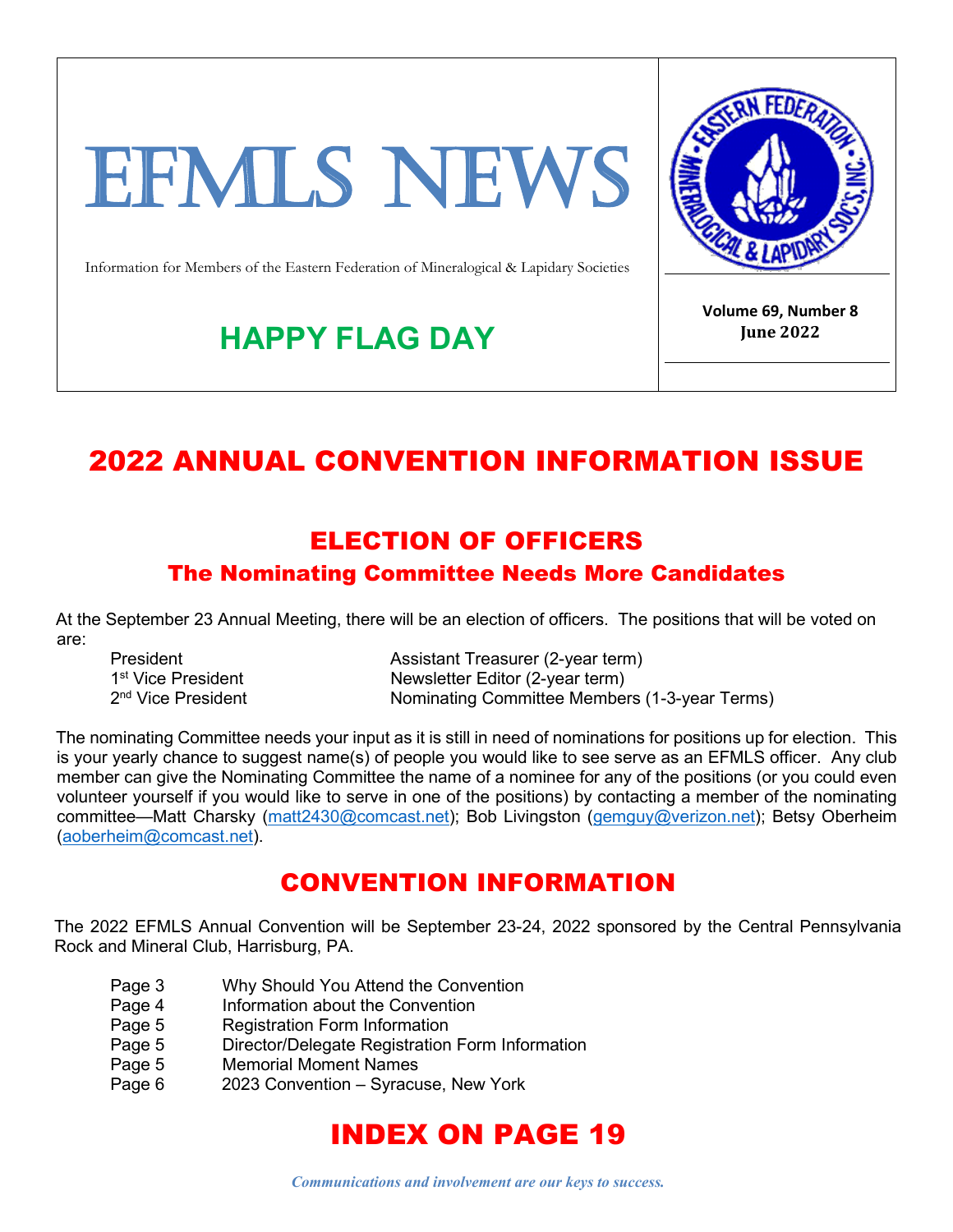# EFMLS NEWS

Information for Members of the Eastern Federation of Mineralogical & Lapidary Societies

**Volume 69, Number 8**
**June 2022**

## HAPPY FLAG DAY

# 2022 ANNUAL CONVENTION INFORMATION ISSUE

## ELECTION OF OFFICERS

### The Nominating Committee Needs More Candidates

At the September 23 Annual Meeting, there will be an election of officers. The positions that will be voted on are:

- President
- 1st Vice President
- 2nd Vice President
- Assistant Treasurer (2-year term)
- Newsletter Editor (2-year term)
- Nominating Committee Members (1-3-year Terms)

The nominating Committee needs your input as it is still in need of nominations for positions up for election. This is your yearly chance to suggest name(s) of people you would like to see serve as an EFMLS officer. Any club member can give the Nominating Committee the name of a nominee for any of the positions (or you could even volunteer yourself if you would like to serve in one of the positions) by contacting a member of the nominating committee—Matt Charsky (matt2430@comcast.net); Bob Livingston (gemguy@verizon.net); Betsy Oberheim (aoberheim@comcast.net).

## CONVENTION INFORMATION

The 2022 EFMLS Annual Convention will be September 23-24, 2022 sponsored by the Central Pennsylvania Rock and Mineral Club, Harrisburg, PA.

| | |
|---|---|
| Page 3 | Why Should You Attend the Convention |
| Page 4 | Information about the Convention |
| Page 5 | Registration Form Information |
| Page 5 | Director/Delegate Registration Form Information |
| Page 5 | Memorial Moment Names |
| Page 6 | 2023 Convention – Syracuse, New York |

# INDEX ON PAGE 19

*Communications and involvement are our keys to success.*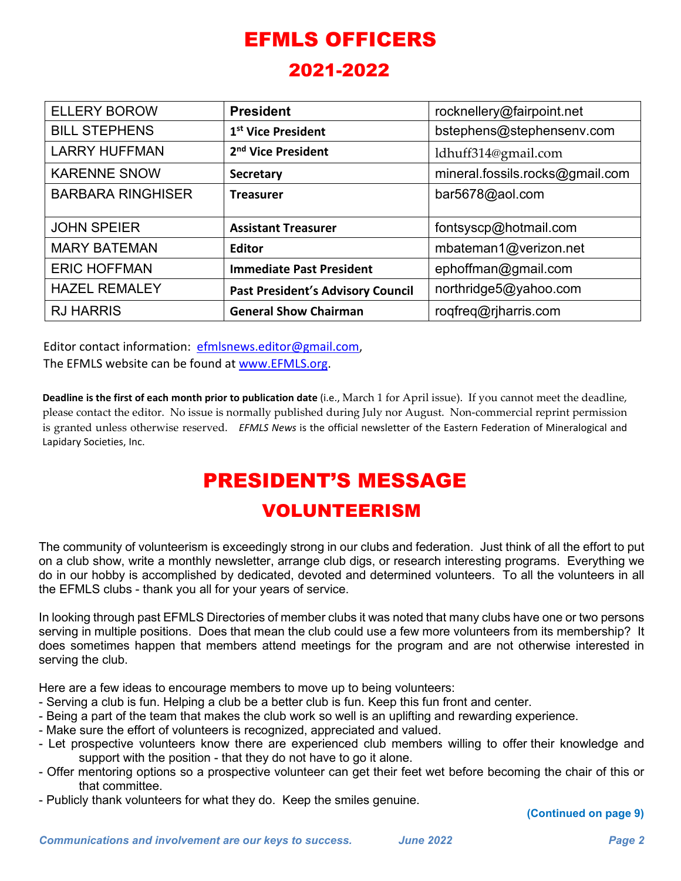# EFMLS OFFICERS

## 2021-2022

| | | |
|---|---|---|
| ELLERY BOROW | **President** | rocknellery@fairpoint.net |
| BILL STEPHENS | **1st Vice President** | bstephens@stephensenv.com |
| LARRY HUFFMAN | **2nd Vice President** | ldhuff314@gmail.com |
| KARENNE SNOW | **Secretary** | mineral.fossils.rocks@gmail.com |
| BARBARA RINGHISER | **Treasurer** | bar5678@aol.com |
| JOHN SPEIER | **Assistant Treasurer** | fontsyscp@hotmail.com |
| MARY BATEMAN | **Editor** | mbateman1@verizon.net |
| ERIC HOFFMAN | **Immediate Past President** | ephoffman@gmail.com |
| HAZEL REMALEY | **Past President's Advisory Council** | northridge5@yahoo.com |
| RJ HARRIS | **General Show Chairman** | roqfreq@rjharris.com |

Editor contact information: efmlsnews.editor@gmail.com,
The EFMLS website can be found at www.EFMLS.org.

**Deadline is the first of each month prior to publication date** (i.e., March 1 for April issue). If you cannot meet the deadline, please contact the editor. No issue is normally published during July nor August. Non-commercial reprint permission is granted unless otherwise reserved. *EFMLS News* is the official newsletter of the Eastern Federation of Mineralogical and Lapidary Societies, Inc.

# PRESIDENT'S MESSAGE

## VOLUNTEERISM

The community of volunteerism is exceedingly strong in our clubs and federation. Just think of all the effort to put on a club show, write a monthly newsletter, arrange club digs, or research interesting programs. Everything we do in our hobby is accomplished by dedicated, devoted and determined volunteers. To all the volunteers in all the EFMLS clubs - thank you all for your years of service.

In looking through past EFMLS Directories of member clubs it was noted that many clubs have one or two persons serving in multiple positions. Does that mean the club could use a few more volunteers from its membership? It does sometimes happen that members attend meetings for the program and are not otherwise interested in serving the club.

Here are a few ideas to encourage members to move up to being volunteers:

- Serving a club is fun. Helping a club be a better club is fun. Keep this fun front and center.
- Being a part of the team that makes the club work so well is an uplifting and rewarding experience.
- Make sure the effort of volunteers is recognized, appreciated and valued.
- Let prospective volunteers know there are experienced club members willing to offer their knowledge and support with the position - that they do not have to go it alone.
- Offer mentoring options so a prospective volunteer can get their feet wet before becoming the chair of this or that committee.
- Publicly thank volunteers for what they do. Keep the smiles genuine.

**(Continued on page 9)**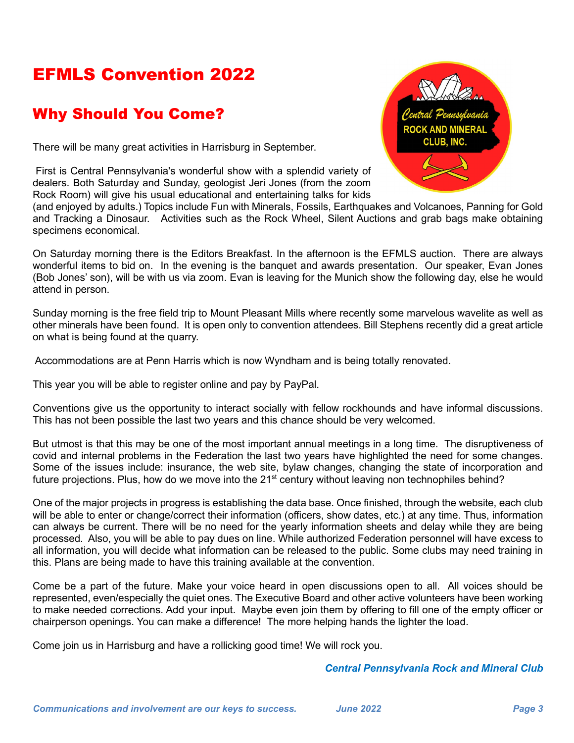# EFMLS Convention 2022

## Why Should You Come?

There will be many great activities in Harrisburg in September.

First is Central Pennsylvania's wonderful show with a splendid variety of dealers. Both Saturday and Sunday, geologist Jeri Jones (from the zoom Rock Room) will give his usual educational and entertaining talks for kids (and enjoyed by adults.) Topics include Fun with Minerals, Fossils, Earthquakes and Volcanoes, Panning for Gold and Tracking a Dinosaur. Activities such as the Rock Wheel, Silent Auctions and grab bags make obtaining specimens economical.

On Saturday morning there is the Editors Breakfast. In the afternoon is the EFMLS auction. There are always wonderful items to bid on. In the evening is the banquet and awards presentation. Our speaker, Evan Jones (Bob Jones' son), will be with us via zoom. Evan is leaving for the Munich show the following day, else he would attend in person.

Sunday morning is the free field trip to Mount Pleasant Mills where recently some marvelous wavelite as well as other minerals have been found. It is open only to convention attendees. Bill Stephens recently did a great article on what is being found at the quarry.

Accommodations are at Penn Harris which is now Wyndham and is being totally renovated.

This year you will be able to register online and pay by PayPal.

Conventions give us the opportunity to interact socially with fellow rockhounds and have informal discussions. This has not been possible the last two years and this chance should be very welcomed.

But utmost is that this may be one of the most important annual meetings in a long time. The disruptiveness of covid and internal problems in the Federation the last two years have highlighted the need for some changes. Some of the issues include: insurance, the web site, bylaw changes, changing the state of incorporation and future projections. Plus, how do we move into the 21st century without leaving non technophiles behind?

One of the major projects in progress is establishing the data base. Once finished, through the website, each club will be able to enter or change/correct their information (officers, show dates, etc.) at any time. Thus, information can always be current. There will be no need for the yearly information sheets and delay while they are being processed. Also, you will be able to pay dues on line. While authorized Federation personnel will have excess to all information, you will decide what information can be released to the public. Some clubs may need training in this. Plans are being made to have this training available at the convention.

Come be a part of the future. Make your voice heard in open discussions open to all. All voices should be represented, even/especially the quiet ones. The Executive Board and other active volunteers have been working to make needed corrections. Add your input. Maybe even join them by offering to fill one of the empty officer or chairperson openings. You can make a difference! The more helping hands the lighter the load.

Come join us in Harrisburg and have a rollicking good time! We will rock you.

*Central Pennsylvania Rock and Mineral Club*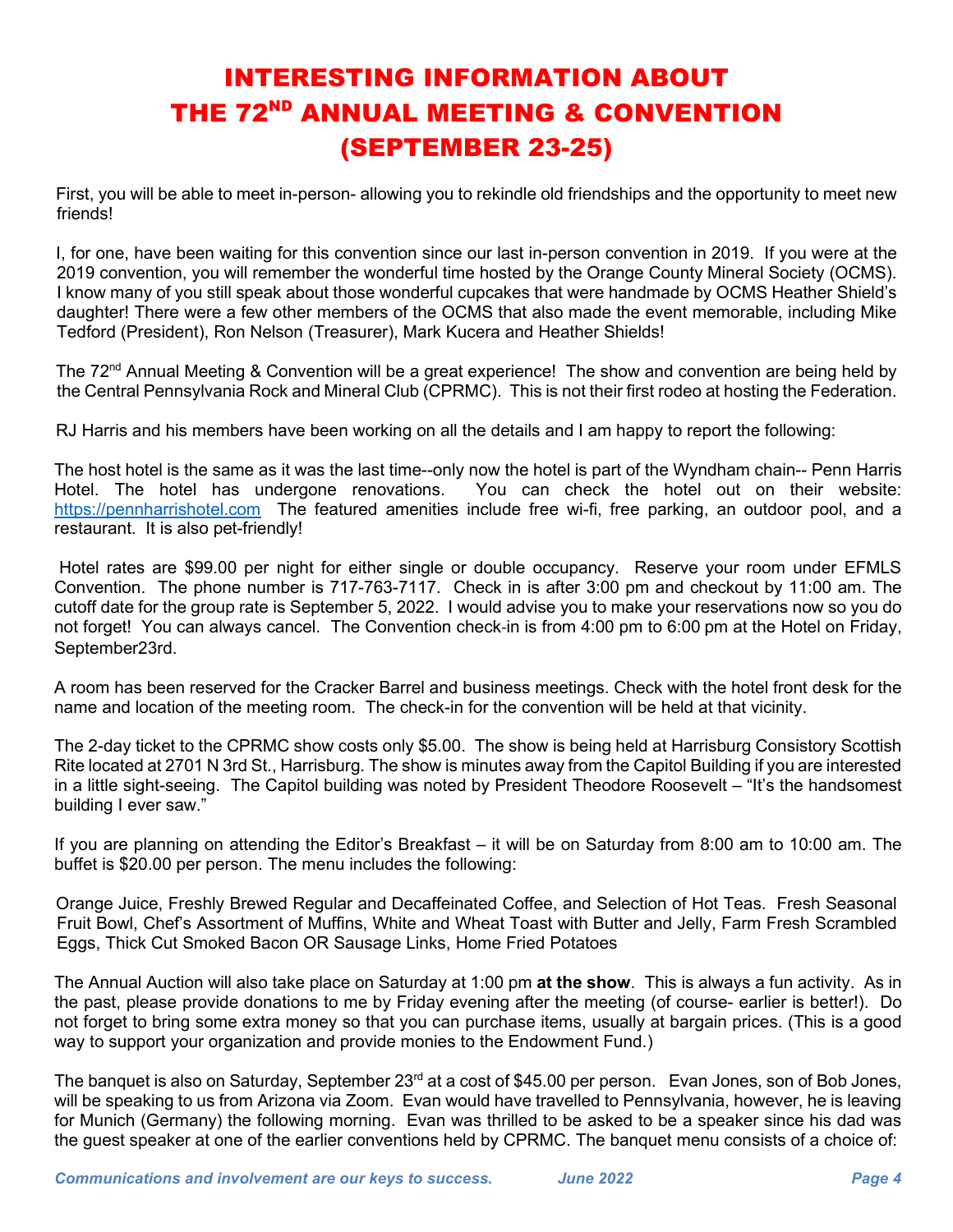# INTERESTING INFORMATION ABOUT THE 72ND ANNUAL MEETING & CONVENTION (SEPTEMBER 23-25)

First, you will be able to meet in-person- allowing you to rekindle old friendships and the opportunity to meet new friends!

I, for one, have been waiting for this convention since our last in-person convention in 2019. If you were at the 2019 convention, you will remember the wonderful time hosted by the Orange County Mineral Society (OCMS). I know many of you still speak about those wonderful cupcakes that were handmade by OCMS Heather Shield's daughter! There were a few other members of the OCMS that also made the event memorable, including Mike Tedford (President), Ron Nelson (Treasurer), Mark Kucera and Heather Shields!

The 72nd Annual Meeting & Convention will be a great experience! The show and convention are being held by the Central Pennsylvania Rock and Mineral Club (CPRMC). This is not their first rodeo at hosting the Federation.

RJ Harris and his members have been working on all the details and I am happy to report the following:

The host hotel is the same as it was the last time--only now the hotel is part of the Wyndham chain-- Penn Harris Hotel. The hotel has undergone renovations. You can check the hotel out on their website: https://pennharrishotel.com The featured amenities include free wi-fi, free parking, an outdoor pool, and a restaurant. It is also pet-friendly!

Hotel rates are $99.00 per night for either single or double occupancy. Reserve your room under EFMLS Convention. The phone number is 717-763-7117. Check in is after 3:00 pm and checkout by 11:00 am. The cutoff date for the group rate is September 5, 2022. I would advise you to make your reservations now so you do not forget! You can always cancel. The Convention check-in is from 4:00 pm to 6:00 pm at the Hotel on Friday, September23rd.

A room has been reserved for the Cracker Barrel and business meetings. Check with the hotel front desk for the name and location of the meeting room. The check-in for the convention will be held at that vicinity.

The 2-day ticket to the CPRMC show costs only $5.00. The show is being held at Harrisburg Consistory Scottish Rite located at 2701 N 3rd St., Harrisburg. The show is minutes away from the Capitol Building if you are interested in a little sight-seeing. The Capitol building was noted by President Theodore Roosevelt – "It's the handsomest building I ever saw."

If you are planning on attending the Editor's Breakfast – it will be on Saturday from 8:00 am to 10:00 am. The buffet is $20.00 per person. The menu includes the following:

Orange Juice, Freshly Brewed Regular and Decaffeinated Coffee, and Selection of Hot Teas. Fresh Seasonal Fruit Bowl, Chef's Assortment of Muffins, White and Wheat Toast with Butter and Jelly, Farm Fresh Scrambled Eggs, Thick Cut Smoked Bacon OR Sausage Links, Home Fried Potatoes

The Annual Auction will also take place on Saturday at 1:00 pm **at the show**. This is always a fun activity. As in the past, please provide donations to me by Friday evening after the meeting (of course- earlier is better!). Do not forget to bring some extra money so that you can purchase items, usually at bargain prices. (This is a good way to support your organization and provide monies to the Endowment Fund.)

The banquet is also on Saturday, September 23rd at a cost of $45.00 per person. Evan Jones, son of Bob Jones, will be speaking to us from Arizona via Zoom. Evan would have travelled to Pennsylvania, however, he is leaving for Munich (Germany) the following morning. Evan was thrilled to be asked to be a speaker since his dad was the guest speaker at one of the earlier conventions held by CPRMC. The banquet menu consists of a choice of: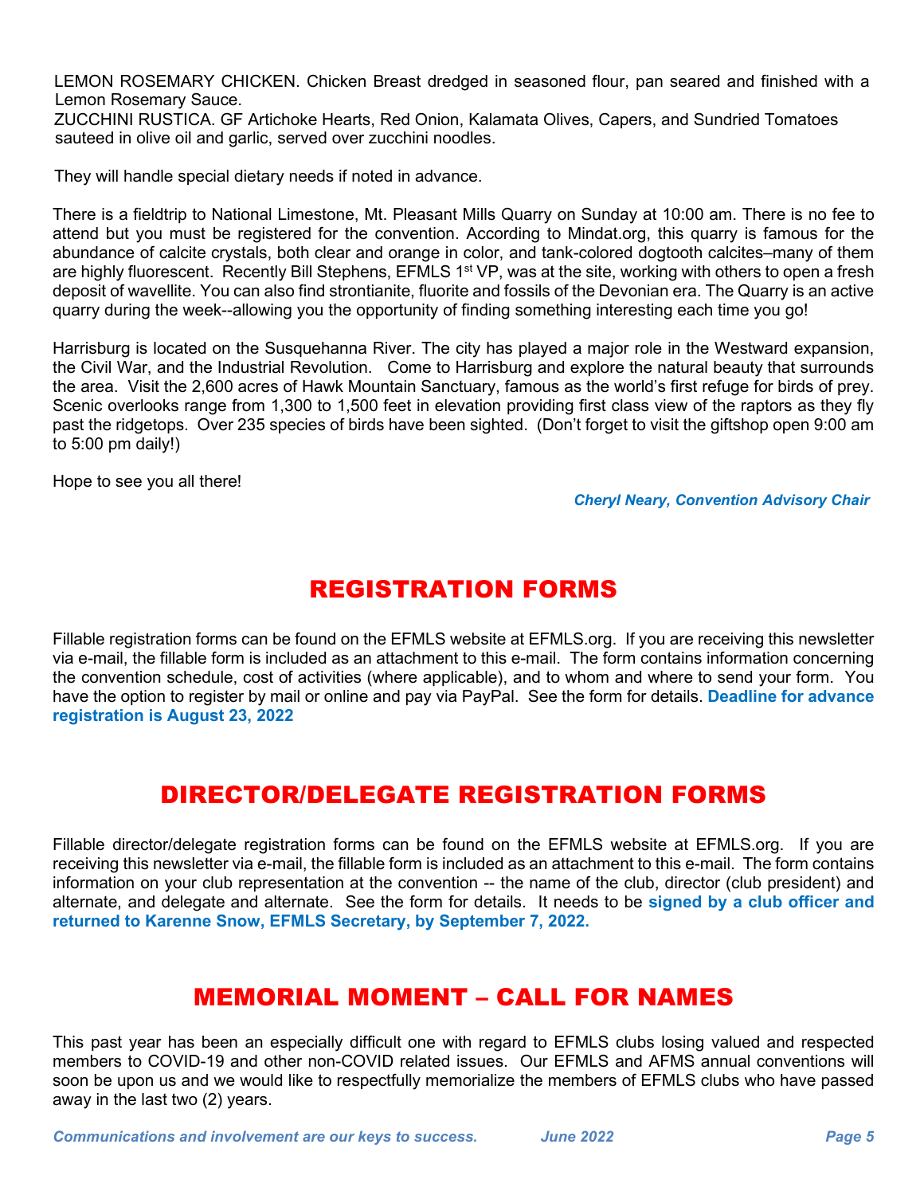LEMON ROSEMARY CHICKEN. Chicken Breast dredged in seasoned flour, pan seared and finished with a Lemon Rosemary Sauce.
ZUCCHINI RUSTICA. GF Artichoke Hearts, Red Onion, Kalamata Olives, Capers, and Sundried Tomatoes sauteed in olive oil and garlic, served over zucchini noodles.

They will handle special dietary needs if noted in advance.

There is a fieldtrip to National Limestone, Mt. Pleasant Mills Quarry on Sunday at 10:00 am. There is no fee to attend but you must be registered for the convention. According to Mindat.org, this quarry is famous for the abundance of calcite crystals, both clear and orange in color, and tank-colored dogtooth calcites–many of them are highly fluorescent. Recently Bill Stephens, EFMLS 1st VP, was at the site, working with others to open a fresh deposit of wavellite. You can also find strontianite, fluorite and fossils of the Devonian era. The Quarry is an active quarry during the week--allowing you the opportunity of finding something interesting each time you go!

Harrisburg is located on the Susquehanna River. The city has played a major role in the Westward expansion, the Civil War, and the Industrial Revolution. Come to Harrisburg and explore the natural beauty that surrounds the area. Visit the 2,600 acres of Hawk Mountain Sanctuary, famous as the world's first refuge for birds of prey. Scenic overlooks range from 1,300 to 1,500 feet in elevation providing first class view of the raptors as they fly past the ridgetops. Over 235 species of birds have been sighted. (Don't forget to visit the giftshop open 9:00 am to 5:00 pm daily!)

Hope to see you all there!

***Cheryl Neary, Convention Advisory Chair***

## REGISTRATION FORMS

Fillable registration forms can be found on the EFMLS website at EFMLS.org. If you are receiving this newsletter via e-mail, the fillable form is included as an attachment to this e-mail. The form contains information concerning the convention schedule, cost of activities (where applicable), and to whom and where to send your form. You have the option to register by mail or online and pay via PayPal. See the form for details. **Deadline for advance registration is August 23, 2022**

## DIRECTOR/DELEGATE REGISTRATION FORMS

Fillable director/delegate registration forms can be found on the EFMLS website at EFMLS.org. If you are receiving this newsletter via e-mail, the fillable form is included as an attachment to this e-mail. The form contains information on your club representation at the convention -- the name of the club, director (club president) and alternate, and delegate and alternate. See the form for details. It needs to be **signed by a club officer and returned to Karenne Snow, EFMLS Secretary, by September 7, 2022.**

## MEMORIAL MOMENT – CALL FOR NAMES

This past year has been an especially difficult one with regard to EFMLS clubs losing valued and respected members to COVID-19 and other non-COVID related issues. Our EFMLS and AFMS annual conventions will soon be upon us and we would like to respectfully memorialize the members of EFMLS clubs who have passed away in the last two (2) years.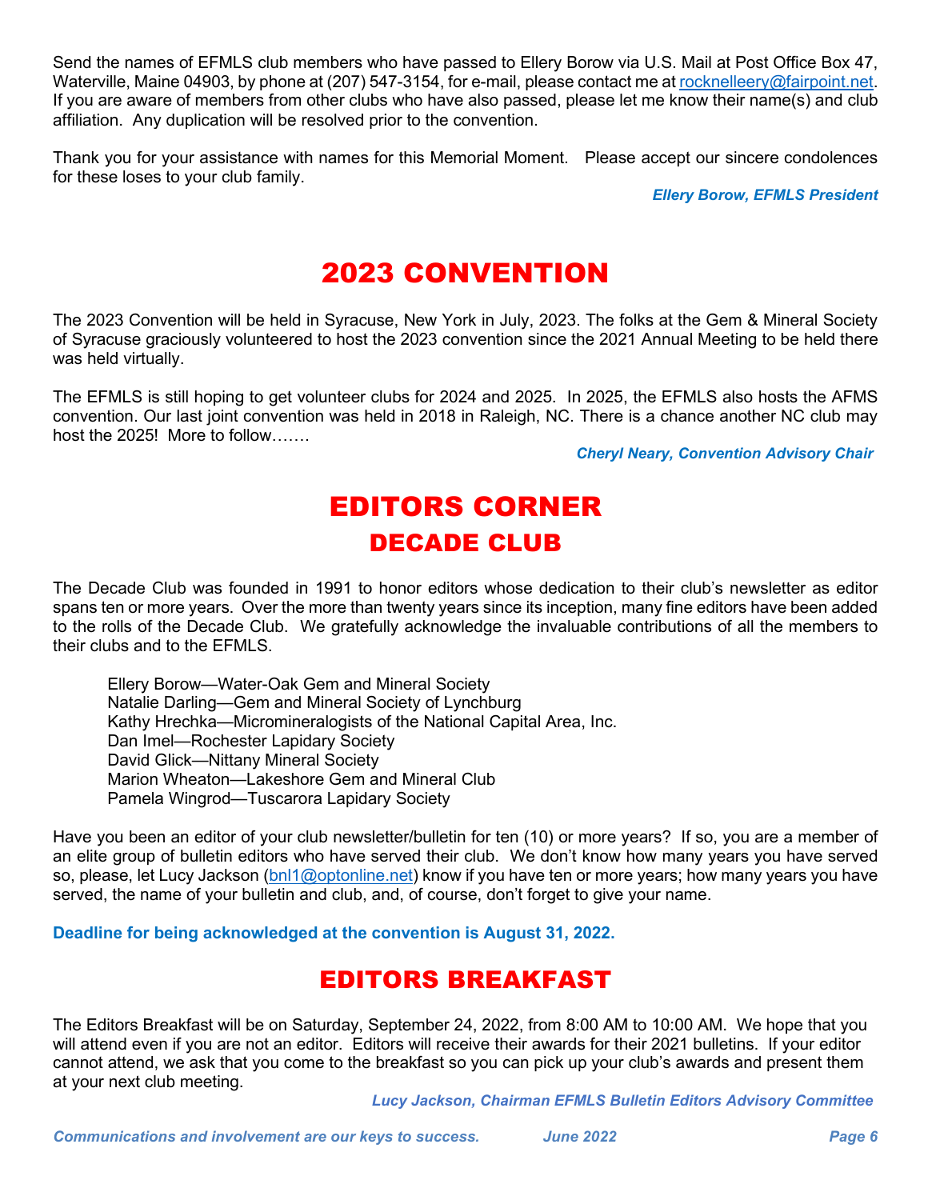Send the names of EFMLS club members who have passed to Ellery Borow via U.S. Mail at Post Office Box 47, Waterville, Maine 04903, by phone at (207) 547-3154, for e-mail, please contact me at rocknelleery@fairpoint.net. If you are aware of members from other clubs who have also passed, please let me know their name(s) and club affiliation. Any duplication will be resolved prior to the convention.

Thank you for your assistance with names for this Memorial Moment. Please accept our sincere condolences for these loses to your club family.

*Ellery Borow, EFMLS President*

# 2023 CONVENTION

The 2023 Convention will be held in Syracuse, New York in July, 2023. The folks at the Gem & Mineral Society of Syracuse graciously volunteered to host the 2023 convention since the 2021 Annual Meeting to be held there was held virtually.

The EFMLS is still hoping to get volunteer clubs for 2024 and 2025. In 2025, the EFMLS also hosts the AFMS convention. Our last joint convention was held in 2018 in Raleigh, NC. There is a chance another NC club may host the 2025! More to follow…….

*Cheryl Neary, Convention Advisory Chair*

# EDITORS CORNER

## DECADE CLUB

The Decade Club was founded in 1991 to honor editors whose dedication to their club's newsletter as editor spans ten or more years. Over the more than twenty years since its inception, many fine editors have been added to the rolls of the Decade Club. We gratefully acknowledge the invaluable contributions of all the members to their clubs and to the EFMLS.

Ellery Borow—Water-Oak Gem and Mineral Society
Natalie Darling—Gem and Mineral Society of Lynchburg
Kathy Hrechka—Micromineralogists of the National Capital Area, Inc.
Dan Imel—Rochester Lapidary Society
David Glick—Nittany Mineral Society
Marion Wheaton—Lakeshore Gem and Mineral Club
Pamela Wingrod—Tuscarora Lapidary Society

Have you been an editor of your club newsletter/bulletin for ten (10) or more years? If so, you are a member of an elite group of bulletin editors who have served their club. We don't know how many years you have served so, please, let Lucy Jackson (bnl1@optonline.net) know if you have ten or more years; how many years you have served, the name of your bulletin and club, and, of course, don't forget to give your name.

**Deadline for being acknowledged at the convention is August 31, 2022.**

# EDITORS BREAKFAST

The Editors Breakfast will be on Saturday, September 24, 2022, from 8:00 AM to 10:00 AM. We hope that you will attend even if you are not an editor. Editors will receive their awards for their 2021 bulletins. If your editor cannot attend, we ask that you come to the breakfast so you can pick up your club's awards and present them at your next club meeting.

*Lucy Jackson, Chairman EFMLS Bulletin Editors Advisory Committee*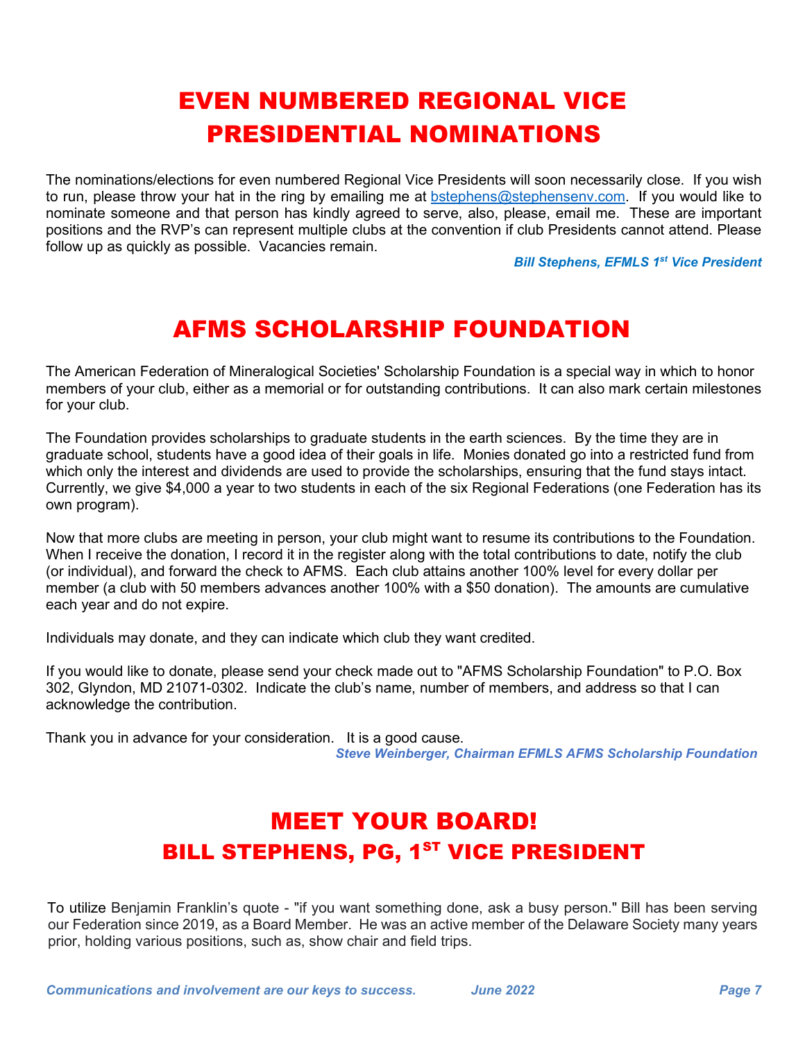# EVEN NUMBERED REGIONAL VICE PRESIDENTIAL NOMINATIONS

The nominations/elections for even numbered Regional Vice Presidents will soon necessarily close. If you wish to run, please throw your hat in the ring by emailing me at bstephens@stephensenv.com. If you would like to nominate someone and that person has kindly agreed to serve, also, please, email me. These are important positions and the RVP's can represent multiple clubs at the convention if club Presidents cannot attend. Please follow up as quickly as possible. Vacancies remain.

***Bill Stephens, EFMLS 1st Vice President***

# AFMS SCHOLARSHIP FOUNDATION

The American Federation of Mineralogical Societies' Scholarship Foundation is a special way in which to honor members of your club, either as a memorial or for outstanding contributions. It can also mark certain milestones for your club.

The Foundation provides scholarships to graduate students in the earth sciences. By the time they are in graduate school, students have a good idea of their goals in life. Monies donated go into a restricted fund from which only the interest and dividends are used to provide the scholarships, ensuring that the fund stays intact. Currently, we give $4,000 a year to two students in each of the six Regional Federations (one Federation has its own program).

Now that more clubs are meeting in person, your club might want to resume its contributions to the Foundation. When I receive the donation, I record it in the register along with the total contributions to date, notify the club (or individual), and forward the check to AFMS. Each club attains another 100% level for every dollar per member (a club with 50 members advances another 100% with a $50 donation). The amounts are cumulative each year and do not expire.

Individuals may donate, and they can indicate which club they want credited.

If you would like to donate, please send your check made out to "AFMS Scholarship Foundation" to P.O. Box 302, Glyndon, MD 21071-0302. Indicate the club's name, number of members, and address so that I can acknowledge the contribution.

Thank you in advance for your consideration. It is a good cause.

***Steve Weinberger, Chairman EFMLS AFMS Scholarship Foundation***

# MEET YOUR BOARD!

## BILL STEPHENS, PG, 1ST VICE PRESIDENT

To utilize Benjamin Franklin's quote - "if you want something done, ask a busy person." Bill has been serving our Federation since 2019, as a Board Member. He was an active member of the Delaware Society many years prior, holding various positions, such as, show chair and field trips.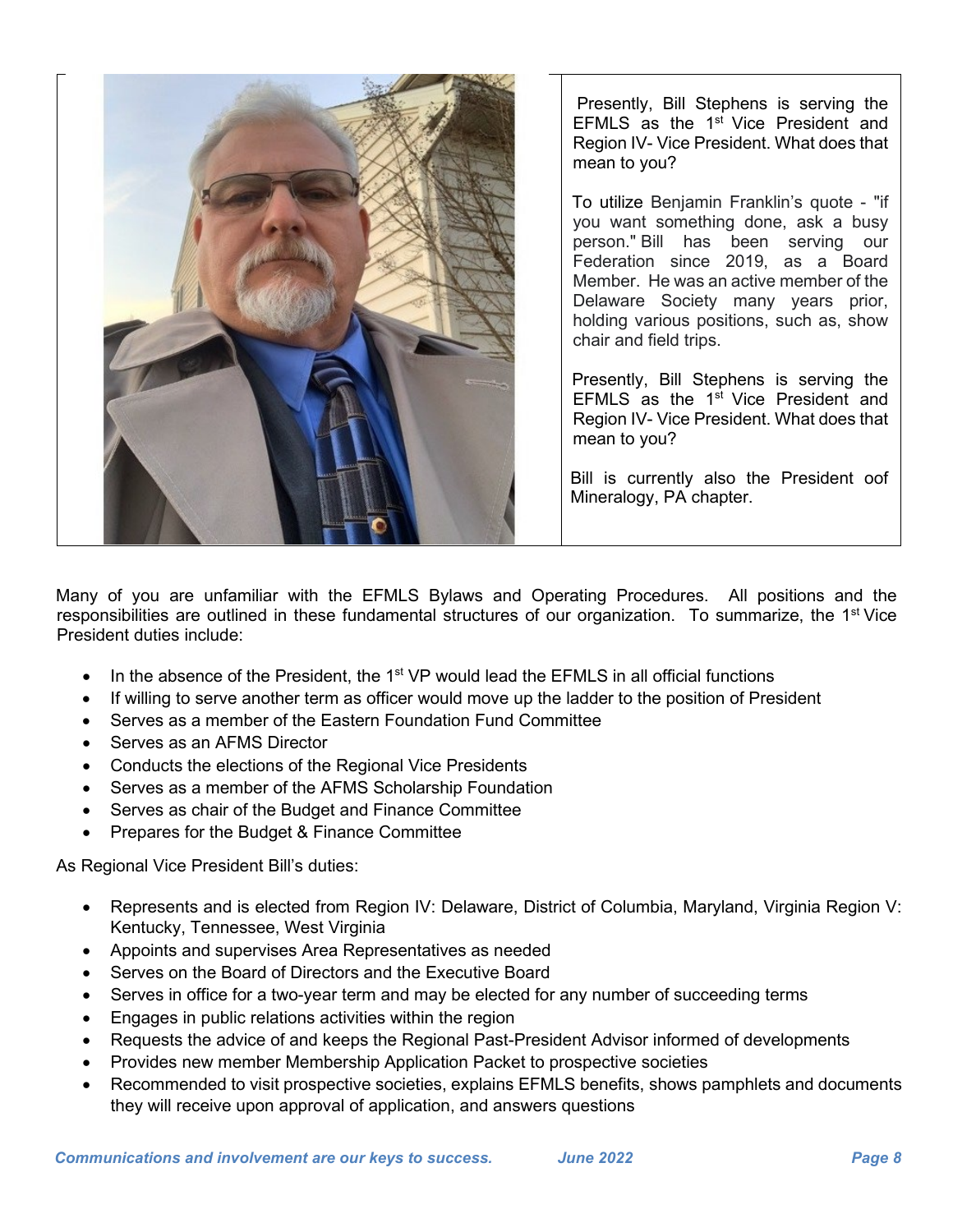Presently, Bill Stephens is serving the EFMLS as the 1st Vice President and Region IV- Vice President. What does that mean to you?

To utilize Benjamin Franklin's quote - "if you want something done, ask a busy person." Bill has been serving our Federation since 2019, as a Board Member. He was an active member of the Delaware Society many years prior, holding various positions, such as, show chair and field trips.

Presently, Bill Stephens is serving the EFMLS as the 1st Vice President and Region IV- Vice President. What does that mean to you?

Bill is currently also the President oof Mineralogy, PA chapter.

Many of you are unfamiliar with the EFMLS Bylaws and Operating Procedures. All positions and the responsibilities are outlined in these fundamental structures of our organization. To summarize, the 1st Vice President duties include:

- In the absence of the President, the 1st VP would lead the EFMLS in all official functions
- If willing to serve another term as officer would move up the ladder to the position of President
- Serves as a member of the Eastern Foundation Fund Committee
- Serves as an AFMS Director
- Conducts the elections of the Regional Vice Presidents
- Serves as a member of the AFMS Scholarship Foundation
- Serves as chair of the Budget and Finance Committee
- Prepares for the Budget & Finance Committee

As Regional Vice President Bill's duties:

- Represents and is elected from Region IV: Delaware, District of Columbia, Maryland, Virginia Region V: Kentucky, Tennessee, West Virginia
- Appoints and supervises Area Representatives as needed
- Serves on the Board of Directors and the Executive Board
- Serves in office for a two-year term and may be elected for any number of succeeding terms
- Engages in public relations activities within the region
- Requests the advice of and keeps the Regional Past-President Advisor informed of developments
- Provides new member Membership Application Packet to prospective societies
- Recommended to visit prospective societies, explains EFMLS benefits, shows pamphlets and documents they will receive upon approval of application, and answers questions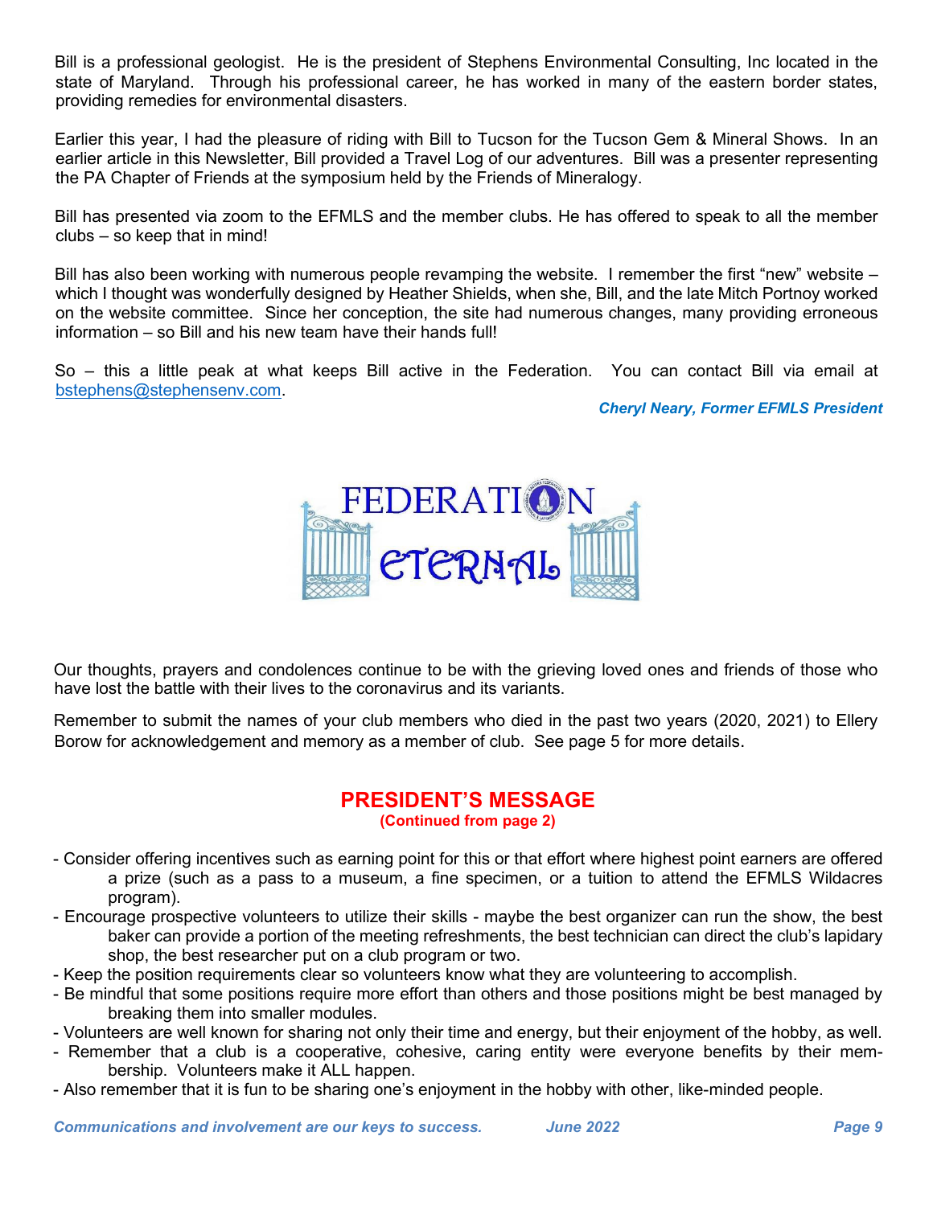Bill is a professional geologist. He is the president of Stephens Environmental Consulting, Inc located in the state of Maryland. Through his professional career, he has worked in many of the eastern border states, providing remedies for environmental disasters.

Earlier this year, I had the pleasure of riding with Bill to Tucson for the Tucson Gem & Mineral Shows. In an earlier article in this Newsletter, Bill provided a Travel Log of our adventures. Bill was a presenter representing the PA Chapter of Friends at the symposium held by the Friends of Mineralogy.

Bill has presented via zoom to the EFMLS and the member clubs. He has offered to speak to all the member clubs – so keep that in mind!

Bill has also been working with numerous people revamping the website. I remember the first "new" website – which I thought was wonderfully designed by Heather Shields, when she, Bill, and the late Mitch Portnoy worked on the website committee. Since her conception, the site had numerous changes, many providing erroneous information – so Bill and his new team have their hands full!

So – this a little peak at what keeps Bill active in the Federation. You can contact Bill via email at bstephens@stephensenv.com.

***Cheryl Neary, Former EFMLS President***

## FEDERATION ETERNAL

Our thoughts, prayers and condolences continue to be with the grieving loved ones and friends of those who have lost the battle with their lives to the coronavirus and its variants.

Remember to submit the names of your club members who died in the past two years (2020, 2021) to Ellery Borow for acknowledgement and memory as a member of club. See page 5 for more details.

## PRESIDENT'S MESSAGE

**(Continued from page 2)**

- Consider offering incentives such as earning point for this or that effort where highest point earners are offered a prize (such as a pass to a museum, a fine specimen, or a tuition to attend the EFMLS Wildacres program).
- Encourage prospective volunteers to utilize their skills - maybe the best organizer can run the show, the best baker can provide a portion of the meeting refreshments, the best technician can direct the club's lapidary shop, the best researcher put on a club program or two.
- Keep the position requirements clear so volunteers know what they are volunteering to accomplish.
- Be mindful that some positions require more effort than others and those positions might be best managed by breaking them into smaller modules.
- Volunteers are well known for sharing not only their time and energy, but their enjoyment of the hobby, as well.
- Remember that a club is a cooperative, cohesive, caring entity were everyone benefits by their membership. Volunteers make it ALL happen.
- Also remember that it is fun to be sharing one's enjoyment in the hobby with other, like-minded people.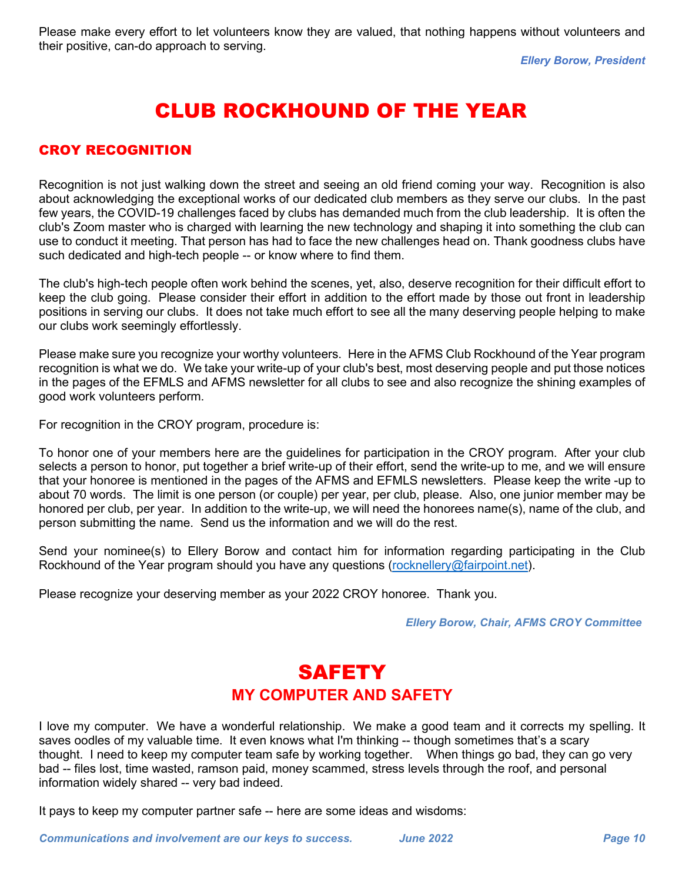Please make every effort to let volunteers know they are valued, that nothing happens without volunteers and their positive, can-do approach to serving.

*Ellery Borow, President*

# CLUB ROCKHOUND OF THE YEAR

## CROY RECOGNITION

Recognition is not just walking down the street and seeing an old friend coming your way. Recognition is also about acknowledging the exceptional works of our dedicated club members as they serve our clubs. In the past few years, the COVID-19 challenges faced by clubs has demanded much from the club leadership. It is often the club's Zoom master who is charged with learning the new technology and shaping it into something the club can use to conduct it meeting. That person has had to face the new challenges head on. Thank goodness clubs have such dedicated and high-tech people -- or know where to find them.

The club's high-tech people often work behind the scenes, yet, also, deserve recognition for their difficult effort to keep the club going. Please consider their effort in addition to the effort made by those out front in leadership positions in serving our clubs. It does not take much effort to see all the many deserving people helping to make our clubs work seemingly effortlessly.

Please make sure you recognize your worthy volunteers. Here in the AFMS Club Rockhound of the Year program recognition is what we do. We take your write-up of your club's best, most deserving people and put those notices in the pages of the EFMLS and AFMS newsletter for all clubs to see and also recognize the shining examples of good work volunteers perform.

For recognition in the CROY program, procedure is:

To honor one of your members here are the guidelines for participation in the CROY program. After your club selects a person to honor, put together a brief write-up of their effort, send the write-up to me, and we will ensure that your honoree is mentioned in the pages of the AFMS and EFMLS newsletters. Please keep the write -up to about 70 words. The limit is one person (or couple) per year, per club, please. Also, one junior member may be honored per club, per year. In addition to the write-up, we will need the honorees name(s), name of the club, and person submitting the name. Send us the information and we will do the rest.

Send your nominee(s) to Ellery Borow and contact him for information regarding participating in the Club Rockhound of the Year program should you have any questions (rocknellery@fairpoint.net).

Please recognize your deserving member as your 2022 CROY honoree. Thank you.

*Ellery Borow, Chair, AFMS CROY Committee*

# SAFETY

## MY COMPUTER AND SAFETY

I love my computer. We have a wonderful relationship. We make a good team and it corrects my spelling. It saves oodles of my valuable time. It even knows what I'm thinking -- though sometimes that's a scary thought. I need to keep my computer team safe by working together. When things go bad, they can go very bad -- files lost, time wasted, ramson paid, money scammed, stress levels through the roof, and personal information widely shared -- very bad indeed.

It pays to keep my computer partner safe -- here are some ideas and wisdoms: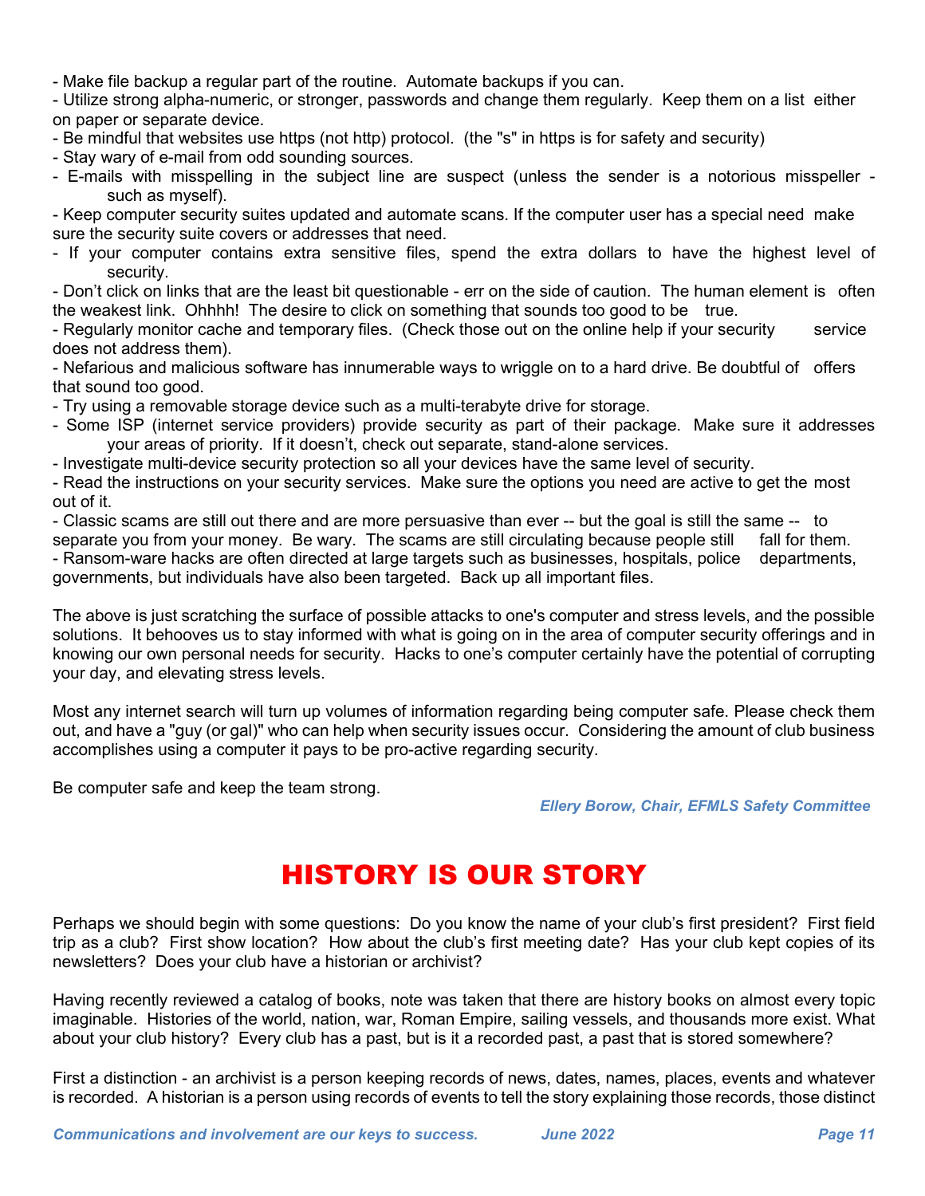- Make file backup a regular part of the routine. Automate backups if you can.
- Utilize strong alpha-numeric, or stronger, passwords and change them regularly. Keep them on a list either on paper or separate device.
- Be mindful that websites use https (not http) protocol. (the "s" in https is for safety and security)
- Stay wary of e-mail from odd sounding sources.
- E-mails with misspelling in the subject line are suspect (unless the sender is a notorious misspeller - such as myself).
- Keep computer security suites updated and automate scans. If the computer user has a special need make sure the security suite covers or addresses that need.
- If your computer contains extra sensitive files, spend the extra dollars to have the highest level of security.
- Don't click on links that are the least bit questionable - err on the side of caution. The human element is often the weakest link. Ohhhh! The desire to click on something that sounds too good to be true.
- Regularly monitor cache and temporary files. (Check those out on the online help if your security service does not address them).
- Nefarious and malicious software has innumerable ways to wriggle on to a hard drive. Be doubtful of offers that sound too good.
- Try using a removable storage device such as a multi-terabyte drive for storage.
- Some ISP (internet service providers) provide security as part of their package. Make sure it addresses your areas of priority. If it doesn't, check out separate, stand-alone services.
- Investigate multi-device security protection so all your devices have the same level of security.
- Read the instructions on your security services. Make sure the options you need are active to get the most out of it.
- Classic scams are still out there and are more persuasive than ever -- but the goal is still the same -- to separate you from your money. Be wary. The scams are still circulating because people still fall for them.
- Ransom-ware hacks are often directed at large targets such as businesses, hospitals, police departments, governments, but individuals have also been targeted. Back up all important files.

The above is just scratching the surface of possible attacks to one's computer and stress levels, and the possible solutions. It behooves us to stay informed with what is going on in the area of computer security offerings and in knowing our own personal needs for security. Hacks to one's computer certainly have the potential of corrupting your day, and elevating stress levels.

Most any internet search will turn up volumes of information regarding being computer safe. Please check them out, and have a "guy (or gal)" who can help when security issues occur. Considering the amount of club business accomplishes using a computer it pays to be pro-active regarding security.

Be computer safe and keep the team strong.

*Ellery Borow, Chair, EFMLS Safety Committee*

# HISTORY IS OUR STORY

Perhaps we should begin with some questions: Do you know the name of your club's first president? First field trip as a club? First show location? How about the club's first meeting date? Has your club kept copies of its newsletters? Does your club have a historian or archivist?

Having recently reviewed a catalog of books, note was taken that there are history books on almost every topic imaginable. Histories of the world, nation, war, Roman Empire, sailing vessels, and thousands more exist. What about your club history? Every club has a past, but is it a recorded past, a past that is stored somewhere?

First a distinction - an archivist is a person keeping records of news, dates, names, places, events and whatever is recorded. A historian is a person using records of events to tell the story explaining those records, those distinct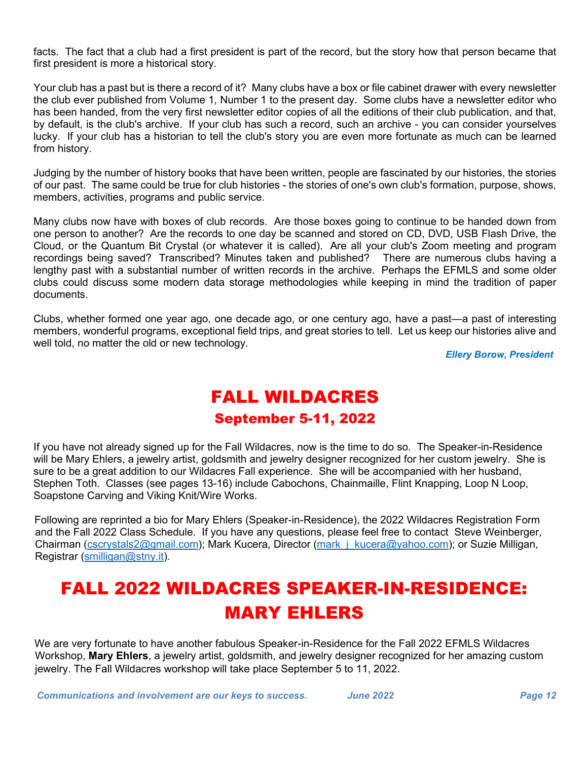facts. The fact that a club had a first president is part of the record, but the story how that person became that first president is more a historical story.

Your club has a past but is there a record of it? Many clubs have a box or file cabinet drawer with every newsletter the club ever published from Volume 1, Number 1 to the present day. Some clubs have a newsletter editor who has been handed, from the very first newsletter editor copies of all the editions of their club publication, and that, by default, is the club's archive. If your club has such a record, such an archive - you can consider yourselves lucky. If your club has a historian to tell the club's story you are even more fortunate as much can be learned from history.

Judging by the number of history books that have been written, people are fascinated by our histories, the stories of our past. The same could be true for club histories - the stories of one's own club's formation, purpose, shows, members, activities, programs and public service.

Many clubs now have with boxes of club records. Are those boxes going to continue to be handed down from one person to another? Are the records to one day be scanned and stored on CD, DVD, USB Flash Drive, the Cloud, or the Quantum Bit Crystal (or whatever it is called). Are all your club's Zoom meeting and program recordings being saved? Transcribed? Minutes taken and published? There are numerous clubs having a lengthy past with a substantial number of written records in the archive. Perhaps the EFMLS and some older clubs could discuss some modern data storage methodologies while keeping in mind the tradition of paper documents.

Clubs, whether formed one year ago, one decade ago, or one century ago, have a past—a past of interesting members, wonderful programs, exceptional field trips, and great stories to tell. Let us keep our histories alive and well told, no matter the old or new technology.

***Ellery Borow, President***

# FALL WILDACRES

## September 5-11, 2022

If you have not already signed up for the Fall Wildacres, now is the time to do so. The Speaker-in-Residence will be Mary Ehlers, a jewelry artist, goldsmith and jewelry designer recognized for her custom jewelry. She is sure to be a great addition to our Wildacres Fall experience. She will be accompanied with her husband, Stephen Toth. Classes (see pages 13-16) include Cabochons, Chainmaille, Flint Knapping, Loop N Loop, Soapstone Carving and Viking Knit/Wire Works.

Following are reprinted a bio for Mary Ehlers (Speaker-in-Residence), the 2022 Wildacres Registration Form and the Fall 2022 Class Schedule. If you have any questions, please feel free to contact Steve Weinberger, Chairman (cscrystals2@gmail.com); Mark Kucera, Director (mark_j_kucera@yahoo.com); or Suzie Milligan, Registrar (smilligan@stny.it).

# FALL 2022 WILDACRES SPEAKER-IN-RESIDENCE: MARY EHLERS

We are very fortunate to have another fabulous Speaker-in-Residence for the Fall 2022 EFMLS Wildacres Workshop, **Mary Ehlers**, a jewelry artist, goldsmith, and jewelry designer recognized for her amazing custom jewelry. The Fall Wildacres workshop will take place September 5 to 11, 2022.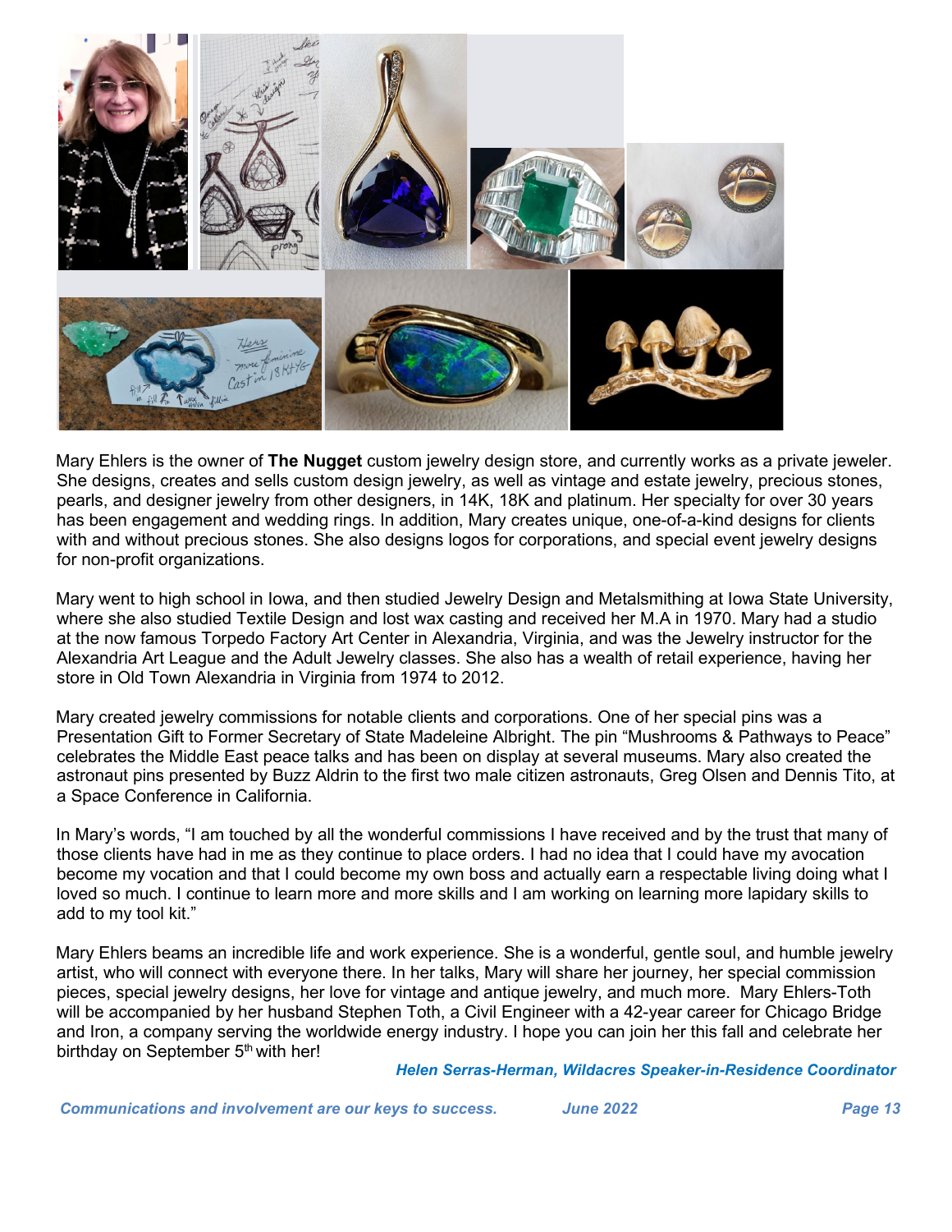Mary Ehlers is the owner of **The Nugget** custom jewelry design store, and currently works as a private jeweler. She designs, creates and sells custom design jewelry, as well as vintage and estate jewelry, precious stones, pearls, and designer jewelry from other designers, in 14K, 18K and platinum. Her specialty for over 30 years has been engagement and wedding rings. In addition, Mary creates unique, one-of-a-kind designs for clients with and without precious stones. She also designs logos for corporations, and special event jewelry designs for non-profit organizations.

Mary went to high school in Iowa, and then studied Jewelry Design and Metalsmithing at Iowa State University, where she also studied Textile Design and lost wax casting and received her M.A in 1970. Mary had a studio at the now famous Torpedo Factory Art Center in Alexandria, Virginia, and was the Jewelry instructor for the Alexandria Art League and the Adult Jewelry classes. She also has a wealth of retail experience, having her store in Old Town Alexandria in Virginia from 1974 to 2012.

Mary created jewelry commissions for notable clients and corporations. One of her special pins was a Presentation Gift to Former Secretary of State Madeleine Albright. The pin "Mushrooms & Pathways to Peace" celebrates the Middle East peace talks and has been on display at several museums. Mary also created the astronaut pins presented by Buzz Aldrin to the first two male citizen astronauts, Greg Olsen and Dennis Tito, at a Space Conference in California.

In Mary's words, "I am touched by all the wonderful commissions I have received and by the trust that many of those clients have had in me as they continue to place orders. I had no idea that I could have my avocation become my vocation and that I could become my own boss and actually earn a respectable living doing what I loved so much. I continue to learn more and more skills and I am working on learning more lapidary skills to add to my tool kit."

Mary Ehlers beams an incredible life and work experience. She is a wonderful, gentle soul, and humble jewelry artist, who will connect with everyone there. In her talks, Mary will share her journey, her special commission pieces, special jewelry designs, her love for vintage and antique jewelry, and much more. Mary Ehlers-Toth will be accompanied by her husband Stephen Toth, a Civil Engineer with a 42-year career for Chicago Bridge and Iron, a company serving the worldwide energy industry. I hope you can join her this fall and celebrate her birthday on September 5th with her!

***Helen Serras-Herman, Wildacres Speaker-in-Residence Coordinator***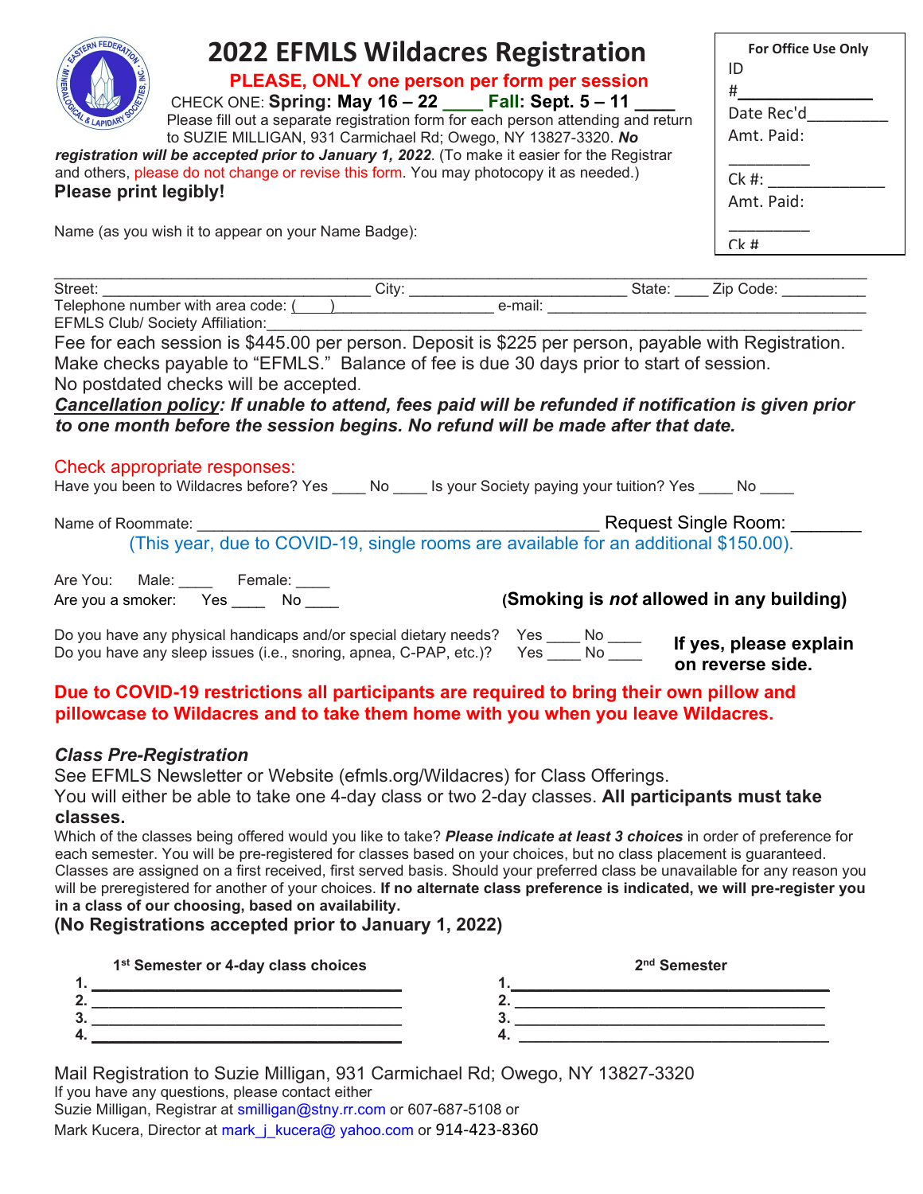# 2022 EFMLS Wildacres Registration

**PLEASE, ONLY one person per form per session**

CHECK ONE: **Spring: May 16 – 22 ____ Fall: Sept. 5 – 11 ____**

Please fill out a separate registration form for each person attending and return to SUZIE MILLIGAN, 931 Carmichael Rd; Owego, NY 13827-3320. ***No registration will be accepted prior to January 1, 2022***. (To make it easier for the Registrar and others, please do not change or revise this form. You may photocopy it as needed.)

**Please print legibly!**

| For Office Use Only |
|---|
| ID #______________ |
| Date Rec'd_________ |
| Amt. Paid: _________ |
| Ck #: _____________ |
| Amt. Paid: _________ |
| Ck # |

Name (as you wish it to appear on your Name Badge):

___________________________________________________________________________

Street: ______________________________ City: _________________________ State: ____ Zip Code: __________

Telephone number with area code: (____)__________________ e-mail: ______________________________________

EFMLS Club/ Society Affiliation:_________________________________________________________________

Fee for each session is $445.00 per person. Deposit is $225 per person, payable with Registration. Make checks payable to "EFMLS." Balance of fee is due 30 days prior to start of session. No postdated checks will be accepted.

***Cancellation policy*: If unable to attend, fees paid will be refunded if notification is given prior to one month before the session begins. No refund will be made after that date.**

Check appropriate responses:

Have you been to Wildacres before? Yes ____ No ____ Is your Society paying your tuition? Yes ____ No ____

Name of Roommate: ____________________________________________ Request Single Room: _______

(This year, due to COVID-19, single rooms are available for an additional $150.00).

Are You: Male: ____ Female: ____

Are you a smoker: Yes ____ No ____ **(Smoking is *not* allowed in any building)**

Do you have any physical handicaps and/or special dietary needs? Yes ____ No ____

Do you have any sleep issues (i.e., snoring, apnea, C-PAP, etc.)? Yes ____ No ____

**If yes, please explain on reverse side.**

**Due to COVID-19 restrictions all participants are required to bring their own pillow and pillowcase to Wildacres and to take them home with you when you leave Wildacres.**

### *Class Pre-Registration*

See EFMLS Newsletter or Website (efmls.org/Wildacres) for Class Offerings.

You will either be able to take one 4-day class or two 2-day classes. **All participants must take classes.**

Which of the classes being offered would you like to take? ***Please indicate at least 3 choices*** in order of preference for each semester. You will be pre-registered for classes based on your choices, but no class placement is guaranteed. Classes are assigned on a first received, first served basis. Should your preferred class be unavailable for any reason you will be preregistered for another of your choices. **If no alternate class preference is indicated, we will pre-register you in a class of our choosing, based on availability.**

**(No Registrations accepted prior to January 1, 2022)**

| 1st Semester or 4-day class choices | 2nd Semester |
|---|---|
| 1. ______________________ | 1. ______________________ |
| 2. ______________________ | 2. ______________________ |
| 3. ______________________ | 3. ______________________ |
| 4. ______________________ | 4. ______________________ |

Mail Registration to Suzie Milligan, 931 Carmichael Rd; Owego, NY 13827-3320

If you have any questions, please contact either

Suzie Milligan, Registrar at smilligan@stny.rr.com or 607-687-5108 or

Mark Kucera, Director at mark_j_kucera@ yahoo.com or 914-423-8360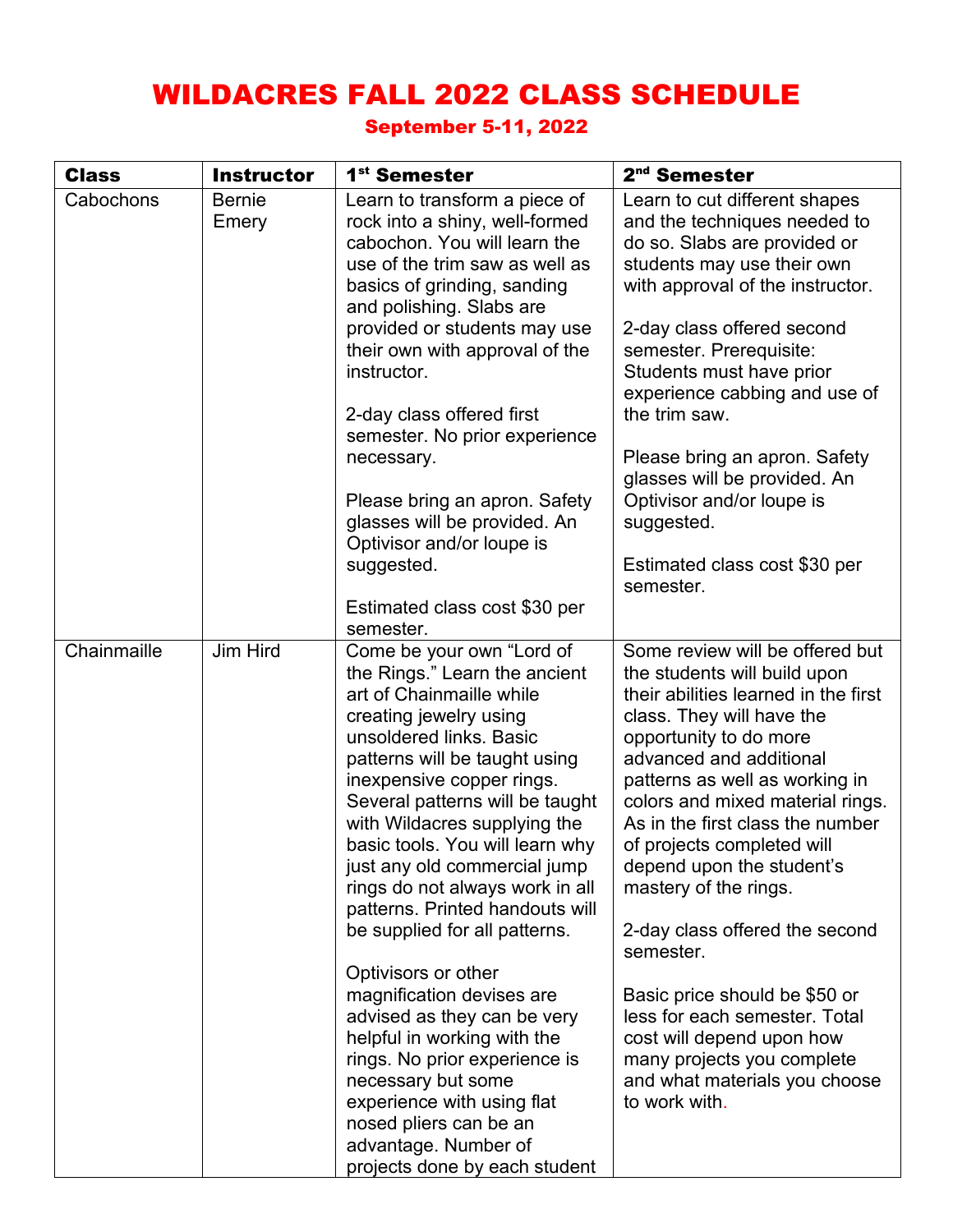# WILDACRES FALL 2022 CLASS SCHEDULE

## September 5-11, 2022

| Class | Instructor | 1st Semester | 2nd Semester |
|---|---|---|---|
| Cabochons | Bernie Emery | Learn to transform a piece of rock into a shiny, well-formed cabochon. You will learn the use of the trim saw as well as basics of grinding, sanding and polishing. Slabs are provided or students may use their own with approval of the instructor.<br><br>2-day class offered first semester. No prior experience necessary.<br><br>Please bring an apron. Safety glasses will be provided. An Optivisor and/or loupe is suggested.<br><br>Estimated class cost $30 per semester. | Learn to cut different shapes and the techniques needed to do so. Slabs are provided or students may use their own with approval of the instructor.<br><br>2-day class offered second semester. Prerequisite: Students must have prior experience cabbing and use of the trim saw.<br><br>Please bring an apron. Safety glasses will be provided. An Optivisor and/or loupe is suggested.<br><br>Estimated class cost $30 per semester. |
| Chainmaille | Jim Hird | Come be your own "Lord of the Rings." Learn the ancient art of Chainmaille while creating jewelry using unsoldered links. Basic patterns will be taught using inexpensive copper rings. Several patterns will be taught with Wildacres supplying the basic tools. You will learn why just any old commercial jump rings do not always work in all patterns. Printed handouts will be supplied for all patterns.<br><br>Optivisors or other magnification devises are advised as they can be very helpful in working with the rings. No prior experience is necessary but some experience with using flat nosed pliers can be an advantage. Number of projects done by each student | Some review will be offered but the students will build upon their abilities learned in the first class. They will have the opportunity to do more advanced and additional patterns as well as working in colors and mixed material rings. As in the first class the number of projects completed will depend upon the student's mastery of the rings.<br><br>2-day class offered the second semester.<br><br>Basic price should be $50 or less for each semester. Total cost will depend upon how many projects you complete and what materials you choose to work with. |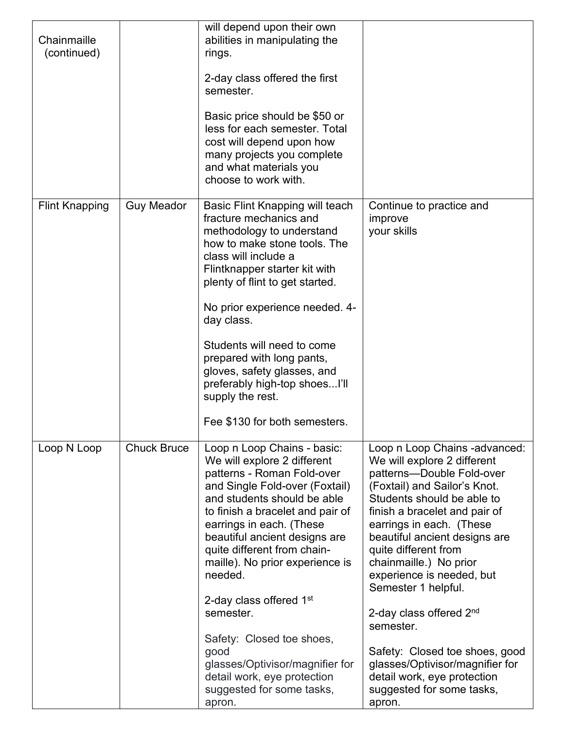| | | | |
|---|---|---|---|
| Chainmaille (continued) | | will depend upon their own abilities in manipulating the rings.<br><br>2-day class offered the first semester.<br><br>Basic price should be $50 or less for each semester. Total cost will depend upon how many projects you complete and what materials you choose to work with. | |
| Flint Knapping | Guy Meador | Basic Flint Knapping will teach fracture mechanics and methodology to understand how to make stone tools. The class will include a Flintknapper starter kit with plenty of flint to get started.<br><br>No prior experience needed. 4-day class.<br><br>Students will need to come prepared with long pants, gloves, safety glasses, and preferably high-top shoes...I'll supply the rest.<br><br>Fee $130 for both semesters. | Continue to practice and improve your skills |
| Loop N Loop | Chuck Bruce | Loop n Loop Chains - basic: We will explore 2 different patterns - Roman Fold-over and Single Fold-over (Foxtail) and students should be able to finish a bracelet and pair of earrings in each. (These beautiful ancient designs are quite different from chain-maille). No prior experience is needed.<br><br>2-day class offered 1st semester.<br><br>Safety: Closed toe shoes, good glasses/Optivisor/magnifier for detail work, eye protection suggested for some tasks, apron. | Loop n Loop Chains -advanced: We will explore 2 different patterns—Double Fold-over (Foxtail) and Sailor's Knot. Students should be able to finish a bracelet and pair of earrings in each. (These beautiful ancient designs are quite different from chainmaille.) No prior experience is needed, but Semester 1 helpful.<br><br>2-day class offered 2nd semester.<br><br>Safety: Closed toe shoes, good glasses/Optivisor/magnifier for detail work, eye protection suggested for some tasks, apron. |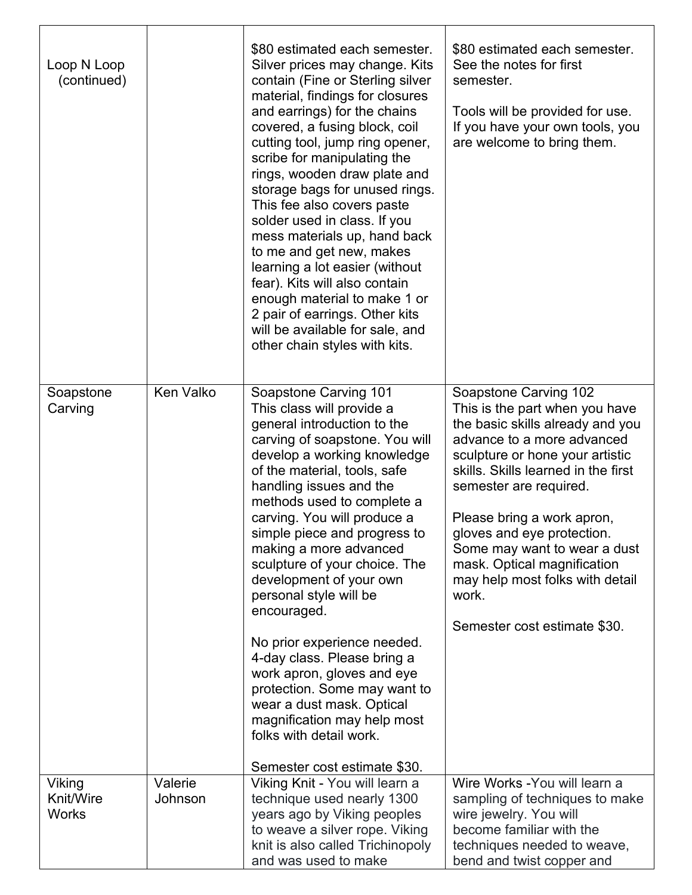| | | | |
|---|---|---|---|
| Loop N Loop (continued) | | $80 estimated each semester. Silver prices may change. Kits contain (Fine or Sterling silver material, findings for closures and earrings) for the chains covered, a fusing block, coil cutting tool, jump ring opener, scribe for manipulating the rings, wooden draw plate and storage bags for unused rings. This fee also covers paste solder used in class. If you mess materials up, hand back to me and get new, makes learning a lot easier (without fear). Kits will also contain enough material to make 1 or 2 pair of earrings. Other kits will be available for sale, and other chain styles with kits. | $80 estimated each semester. See the notes for first semester.<br><br>Tools will be provided for use. If you have your own tools, you are welcome to bring them. |
| Soapstone Carving | Ken Valko | Soapstone Carving 101<br>This class will provide a general introduction to the carving of soapstone. You will develop a working knowledge of the material, tools, safe handling issues and the methods used to complete a carving. You will produce a simple piece and progress to making a more advanced sculpture of your choice. The development of your own personal style will be encouraged.<br><br>No prior experience needed. 4-day class. Please bring a work apron, gloves and eye protection. Some may want to wear a dust mask. Optical magnification may help most folks with detail work.<br><br>Semester cost estimate $30. | Soapstone Carving 102<br>This is the part when you have the basic skills already and you advance to a more advanced sculpture or hone your artistic skills. Skills learned in the first semester are required.<br><br>Please bring a work apron, gloves and eye protection. Some may want to wear a dust mask. Optical magnification may help most folks with detail work.<br><br>Semester cost estimate $30. |
| Viking Knit/Wire Works | Valerie Johnson | Viking Knit - You will learn a technique used nearly 1300 years ago by Viking peoples to weave a silver rope. Viking knit is also called Trichinopoly and was used to make | Wire Works -You will learn a sampling of techniques to make wire jewelry. You will become familiar with the techniques needed to weave, bend and twist copper and |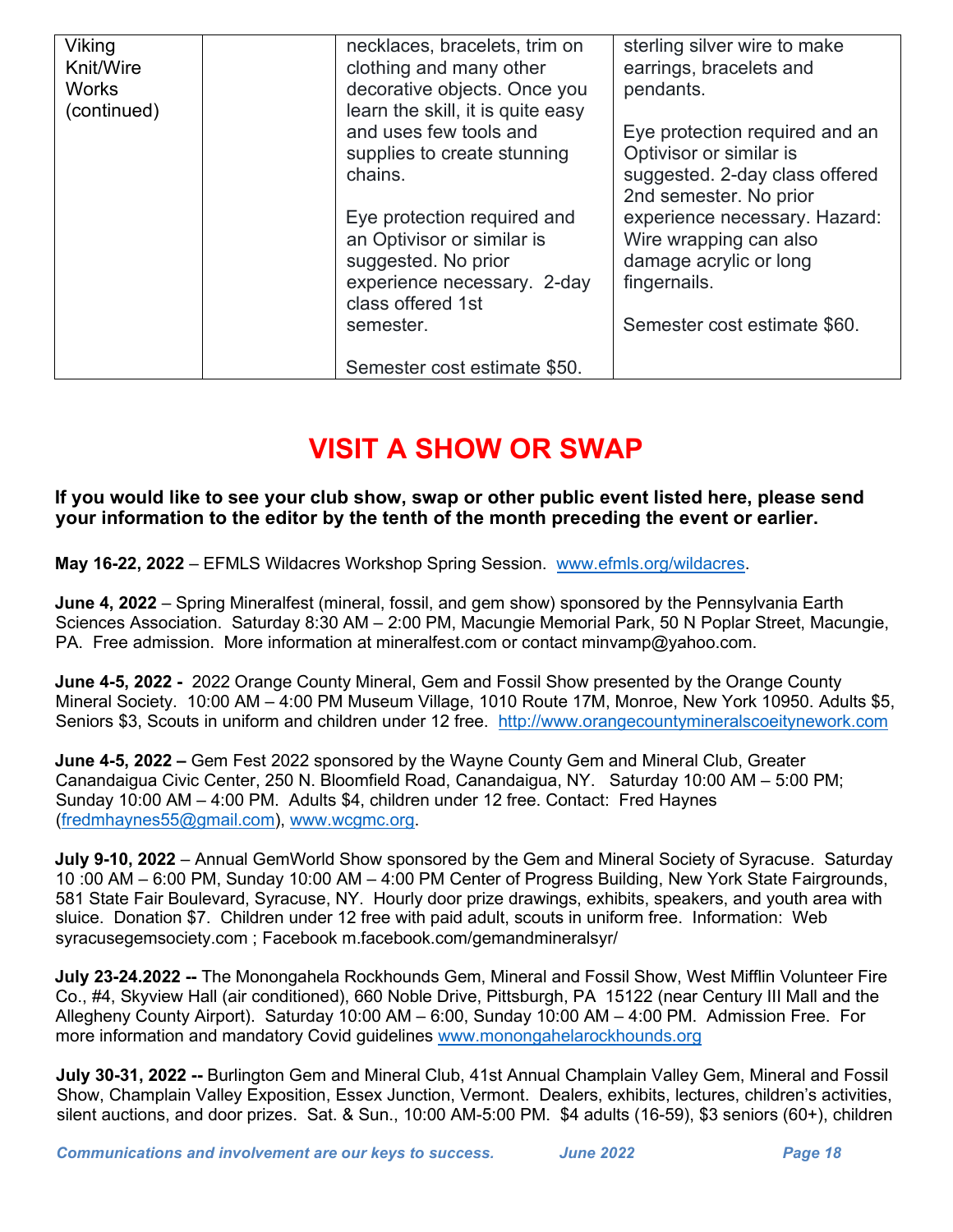| Viking Knit/Wire Works (continued) | | necklaces, bracelets, trim on clothing and many other decorative objects. Once you learn the skill, it is quite easy and uses few tools and supplies to create stunning chains.<br><br>Eye protection required and an Optivisor or similar is suggested. No prior experience necessary. 2-day class offered 1st semester.<br><br>Semester cost estimate $50. | sterling silver wire to make earrings, bracelets and pendants.<br><br>Eye protection required and an Optivisor or similar is suggested. 2-day class offered 2nd semester. No prior experience necessary. Hazard: Wire wrapping can also damage acrylic or long fingernails.<br><br>Semester cost estimate $60. |
|---|---|---|---|

# VISIT A SHOW OR SWAP

**If you would like to see your club show, swap or other public event listed here, please send your information to the editor by the tenth of the month preceding the event or earlier.**

**May 16-22, 2022** – EFMLS Wildacres Workshop Spring Session. www.efmls.org/wildacres.

**June 4, 2022** – Spring Mineralfest (mineral, fossil, and gem show) sponsored by the Pennsylvania Earth Sciences Association. Saturday 8:30 AM – 2:00 PM, Macungie Memorial Park, 50 N Poplar Street, Macungie, PA. Free admission. More information at mineralfest.com or contact minvamp@yahoo.com.

**June 4-5, 2022 -** 2022 Orange County Mineral, Gem and Fossil Show presented by the Orange County Mineral Society. 10:00 AM – 4:00 PM Museum Village, 1010 Route 17M, Monroe, New York 10950. Adults $5, Seniors $3, Scouts in uniform and children under 12 free. http://www.orangecountymineralscoeitynework.com

**June 4-5, 2022 –** Gem Fest 2022 sponsored by the Wayne County Gem and Mineral Club, Greater Canandaigua Civic Center, 250 N. Bloomfield Road, Canandaigua, NY. Saturday 10:00 AM – 5:00 PM; Sunday 10:00 AM – 4:00 PM. Adults $4, children under 12 free. Contact: Fred Haynes (fredmhaynes55@gmail.com), www.wcgmc.org.

**July 9-10, 2022** – Annual GemWorld Show sponsored by the Gem and Mineral Society of Syracuse. Saturday 10 :00 AM – 6:00 PM, Sunday 10:00 AM – 4:00 PM Center of Progress Building, New York State Fairgrounds, 581 State Fair Boulevard, Syracuse, NY. Hourly door prize drawings, exhibits, speakers, and youth area with sluice. Donation $7. Children under 12 free with paid adult, scouts in uniform free. Information: Web syracusegemsociety.com ; Facebook m.facebook.com/gemandmineralsyr/

**July 23-24.2022 --** The Monongahela Rockhounds Gem, Mineral and Fossil Show, West Mifflin Volunteer Fire Co., #4, Skyview Hall (air conditioned), 660 Noble Drive, Pittsburgh, PA 15122 (near Century III Mall and the Allegheny County Airport). Saturday 10:00 AM – 6:00, Sunday 10:00 AM – 4:00 PM. Admission Free. For more information and mandatory Covid guidelines www.monongahelarockhounds.org

**July 30-31, 2022 --** Burlington Gem and Mineral Club, 41st Annual Champlain Valley Gem, Mineral and Fossil Show, Champlain Valley Exposition, Essex Junction, Vermont. Dealers, exhibits, lectures, children's activities, silent auctions, and door prizes. Sat. & Sun., 10:00 AM-5:00 PM. $4 adults (16-59), $3 seniors (60+), children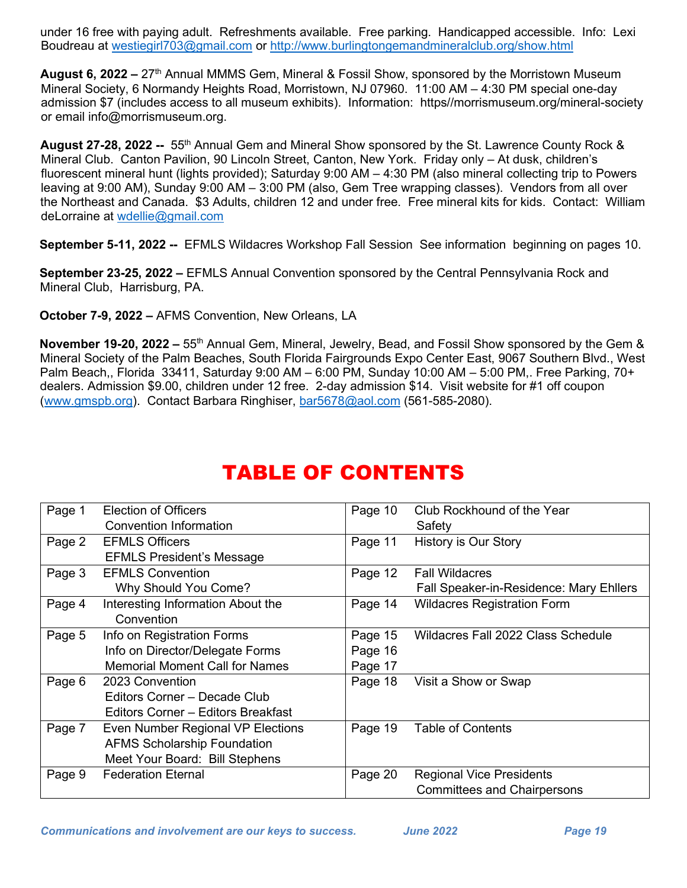under 16 free with paying adult. Refreshments available. Free parking. Handicapped accessible. Info: Lexi Boudreau at westiegirl703@gmail.com or http://www.burlingtongemandmineralclub.org/show.html

**August 6, 2022 –** 27th Annual MMMS Gem, Mineral & Fossil Show, sponsored by the Morristown Museum Mineral Society, 6 Normandy Heights Road, Morristown, NJ 07960. 11:00 AM – 4:30 PM special one-day admission $7 (includes access to all museum exhibits). Information: https//morrismuseum.org/mineral-society or email info@morrismuseum.org.

**August 27-28, 2022 --** 55th Annual Gem and Mineral Show sponsored by the St. Lawrence County Rock & Mineral Club. Canton Pavilion, 90 Lincoln Street, Canton, New York. Friday only – At dusk, children's fluorescent mineral hunt (lights provided); Saturday 9:00 AM – 4:30 PM (also mineral collecting trip to Powers leaving at 9:00 AM), Sunday 9:00 AM – 3:00 PM (also, Gem Tree wrapping classes). Vendors from all over the Northeast and Canada. $3 Adults, children 12 and under free. Free mineral kits for kids. Contact: William deLorraine at wdellie@gmail.com

**September 5-11, 2022 --** EFMLS Wildacres Workshop Fall Session See information beginning on pages 10.

**September 23-25, 2022 –** EFMLS Annual Convention sponsored by the Central Pennsylvania Rock and Mineral Club, Harrisburg, PA.

**October 7-9, 2022 –** AFMS Convention, New Orleans, LA

**November 19-20, 2022 –** 55th Annual Gem, Mineral, Jewelry, Bead, and Fossil Show sponsored by the Gem & Mineral Society of the Palm Beaches, South Florida Fairgrounds Expo Center East, 9067 Southern Blvd., West Palm Beach,, Florida 33411, Saturday 9:00 AM – 6:00 PM, Sunday 10:00 AM – 5:00 PM,. Free Parking, 70+ dealers. Admission $9.00, children under 12 free. 2-day admission $14. Visit website for #1 off coupon (www.gmspb.org). Contact Barbara Ringhiser, bar5678@aol.com (561-585-2080).

# TABLE OF CONTENTS

| | | | |
|---|---|---|---|
| Page 1 | Election of Officers<br>Convention Information | Page 10 | Club Rockhound of the Year<br>Safety |
| Page 2 | EFMLS Officers<br>EFMLS President's Message | Page 11 | History is Our Story |
| Page 3 | EFMLS Convention<br>Why Should You Come? | Page 12 | Fall Wildacres<br>Fall Speaker-in-Residence: Mary Ehllers |
| Page 4 | Interesting Information About the Convention | Page 14 | Wildacres Registration Form |
| Page 5 | Info on Registration Forms<br>Info on Director/Delegate Forms<br>Memorial Moment Call for Names | Page 15<br>Page 16<br>Page 17 | Wildacres Fall 2022 Class Schedule |
| Page 6 | 2023 Convention<br>Editors Corner – Decade Club<br>Editors Corner – Editors Breakfast | Page 18 | Visit a Show or Swap |
| Page 7 | Even Number Regional VP Elections<br>AFMS Scholarship Foundation<br>Meet Your Board: Bill Stephens | Page 19 | Table of Contents |
| Page 9 | Federation Eternal | Page 20 | Regional Vice Presidents<br>Committees and Chairpersons |

*Communications and involvement are our keys to success.*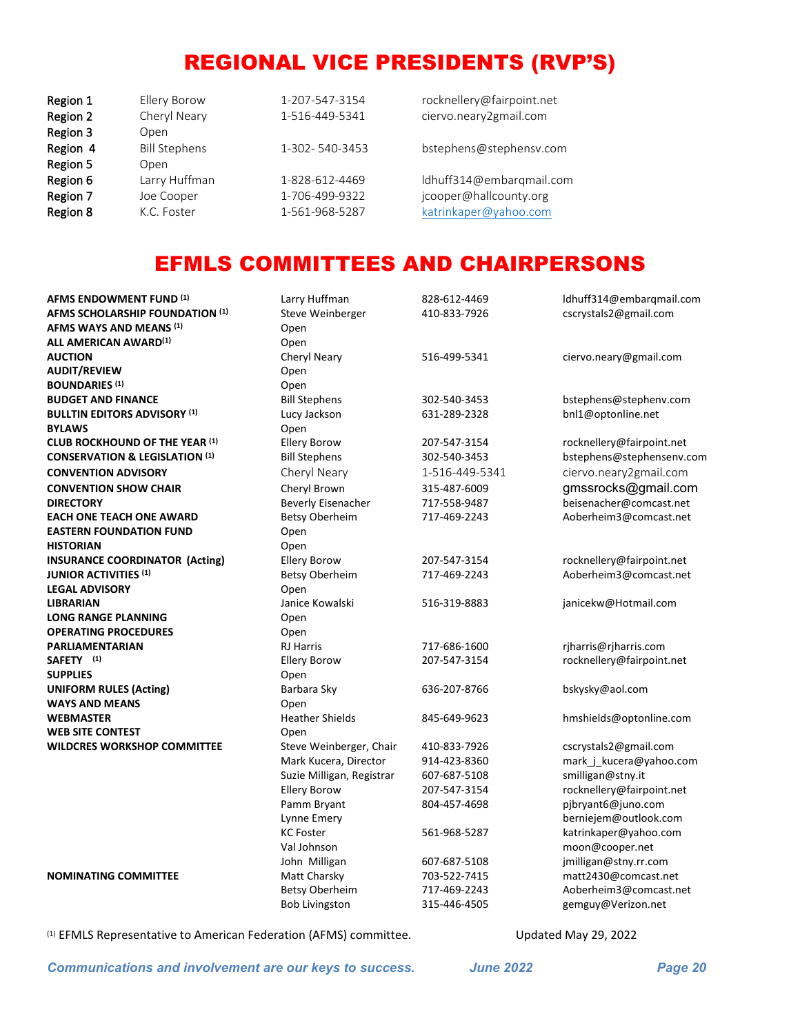# REGIONAL VICE PRESIDENTS (RVP'S)

| | | | |
|---|---|---|---|
| Region 1 | Ellery Borow | 1-207-547-3154 | rocknellery@fairpoint.net |
| Region 2 | Cheryl Neary | 1-516-449-5341 | ciervo.neary2gmail.com |
| Region 3 | Open | | |
| Region 4 | Bill Stephens | 1-302- 540-3453 | bstephens@stephensv.com |
| Region 5 | Open | | |
| Region 6 | Larry Huffman | 1-828-612-4469 | ldhuff314@embarqmail.com |
| Region 7 | Joe Cooper | 1-706-499-9322 | jcooper@hallcounty.org |
| Region 8 | K.C. Foster | 1-561-968-5287 | katrinkaper@yahoo.com |

# EFMLS COMMITTEES AND CHAIRPERSONS

| | | | |
|---|---|---|---|
| **AFMS ENDOWMENT FUND** [1] | Larry Huffman | 828-612-4469 | ldhuff314@embarqmail.com |
| **AFMS SCHOLARSHIP FOUNDATION** [1] | Steve Weinberger | 410-833-7926 | cscrystals2@gmail.com |
| **AFMS WAYS AND MEANS** [1] | Open | | |
| **ALL AMERICAN AWARD**[1] | Open | | |
| **AUCTION** | Cheryl Neary | 516-499-5341 | ciervo.neary@gmail.com |
| **AUDIT/REVIEW** | Open | | |
| **BOUNDARIES** [1] | Open | | |
| **BUDGET AND FINANCE** | Bill Stephens | 302-540-3453 | bstephens@stephenv.com |
| **BULLTIN EDITORS ADVISORY** [1] | Lucy Jackson | 631-289-2328 | bnl1@optonline.net |
| **BYLAWS** | Open | | |
| **CLUB ROCKHOUND OF THE YEAR** [1] | Ellery Borow | 207-547-3154 | rocknellery@fairpoint.net |
| **CONSERVATION & LEGISLATION** [1] | Bill Stephens | 302-540-3453 | bstephens@stephensenv.com |
| **CONVENTION ADVISORY** | Cheryl Neary | 1-516-449-5341 | ciervo.neary2gmail.com |
| **CONVENTION SHOW CHAIR** | Cheryl Brown | 315-487-6009 | gmssrocks@gmail.com |
| **DIRECTORY** | Beverly Eisenacher | 717-558-9487 | beisenacher@comcast.net |
| **EACH ONE TEACH ONE AWARD** | Betsy Oberheim | 717-469-2243 | Aoberheim3@comcast.net |
| **EASTERN FOUNDATION FUND** | Open | | |
| **HISTORIAN** | Open | | |
| **INSURANCE COORDINATOR (Acting)** | Ellery Borow | 207-547-3154 | rocknellery@fairpoint.net |
| **JUNIOR ACTIVITIES** [1] | Betsy Oberheim | 717-469-2243 | Aoberheim3@comcast.net |
| **LEGAL ADVISORY** | Open | | |
| **LIBRARIAN** | Janice Kowalski | 516-319-8883 | janicekw@Hotmail.com |
| **LONG RANGE PLANNING** | Open | | |
| **OPERATING PROCEDURES** | Open | | |
| **PARLIAMENTARIAN** | RJ Harris | 717-686-1600 | rjharris@rjharris.com |
| **SAFETY** [1] | Ellery Borow | 207-547-3154 | rocknellery@fairpoint.net |
| **SUPPLIES** | Open | | |
| **UNIFORM RULES (Acting)** | Barbara Sky | 636-207-8766 | bskysky@aol.com |
| **WAYS AND MEANS** | Open | | |
| **WEBMASTER** | Heather Shields | 845-649-9623 | hmshields@optonline.com |
| **WEB SITE CONTEST** | Open | | |
| **WILDCRES WORKSHOP COMMITTEE** | Steve Weinberger, Chair | 410-833-7926 | cscrystals2@gmail.com |
| | Mark Kucera, Director | 914-423-8360 | mark_j_kucera@yahoo.com |
| | Suzie Milligan, Registrar | 607-687-5108 | smilligan@stny.it |
| | Ellery Borow | 207-547-3154 | rocknellery@fairpoint.net |
| | Pamm Bryant | 804-457-4698 | pjbryant6@juno.com |
| | Lynne Emery | | berniejem@outlook.com |
| | KC Foster | 561-968-5287 | katrinkaper@yahoo.com |
| | Val Johnson | | moon@cooper.net |
| | John Milligan | 607-687-5108 | jmilligan@stny.rr.com |
| **NOMINATING COMMITTEE** | Matt Charsky | 703-522-7415 | matt2430@comcast.net |
| | Betsy Oberheim | 717-469-2243 | Aoberheim3@comcast.net |
| | Bob Livingston | 315-446-4505 | gemguy@Verizon.net |

[1] EFMLS Representative to American Federation (AFMS) committee.

Updated May 29, 2022

*Communications and involvement are our keys to success.* *June 2022*